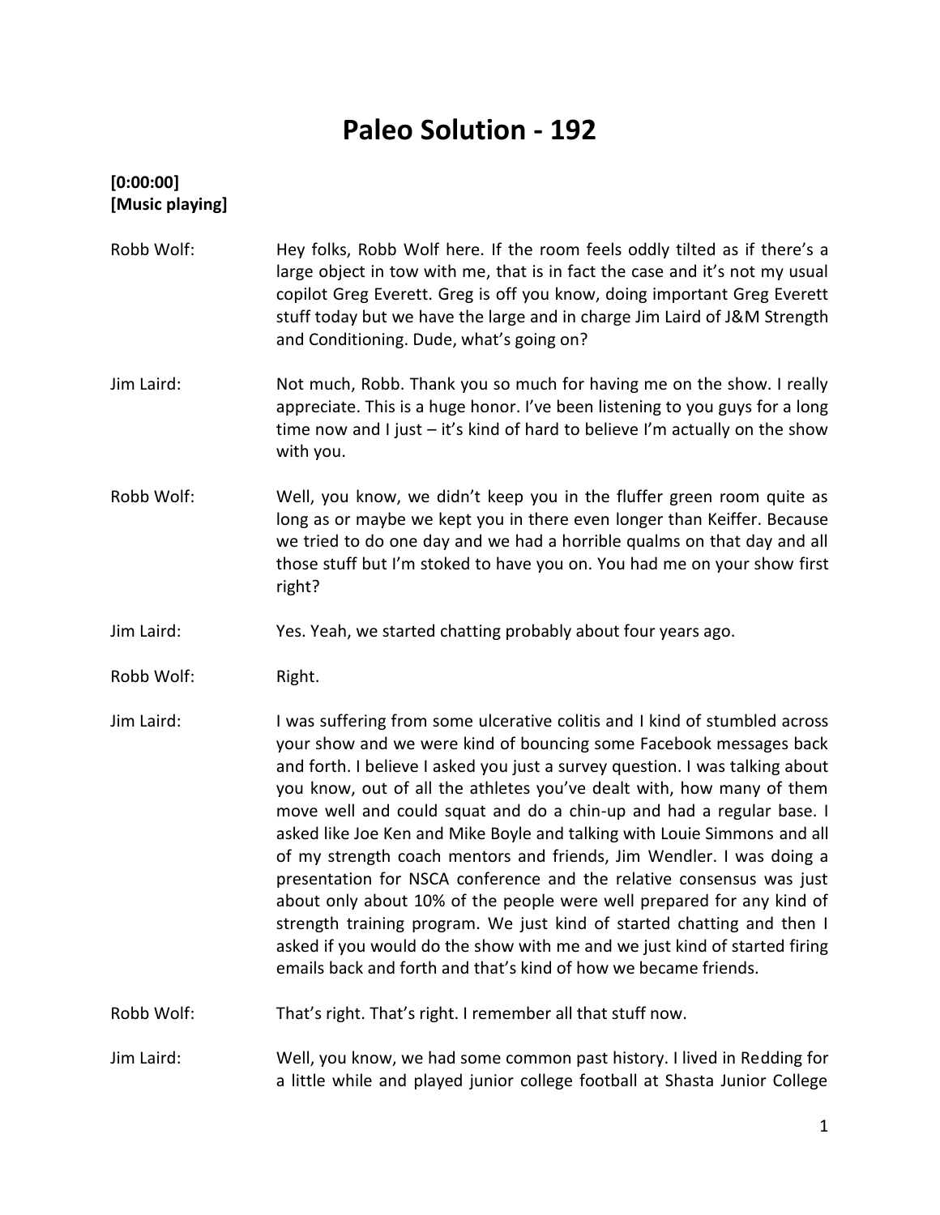# Paleo Solution - 192

**[0:00:00]**
**[Music playing]**

Robb Wolf: Hey folks, Robb Wolf here. If the room feels oddly tilted as if there's a large object in tow with me, that is in fact the case and it's not my usual copilot Greg Everett. Greg is off you know, doing important Greg Everett stuff today but we have the large and in charge Jim Laird of J&M Strength and Conditioning. Dude, what's going on?

Jim Laird: Not much, Robb. Thank you so much for having me on the show. I really appreciate. This is a huge honor. I've been listening to you guys for a long time now and I just – it's kind of hard to believe I'm actually on the show with you.

Robb Wolf: Well, you know, we didn't keep you in the fluffer green room quite as long as or maybe we kept you in there even longer than Keiffer. Because we tried to do one day and we had a horrible qualms on that day and all those stuff but I'm stoked to have you on. You had me on your show first right?

Jim Laird: Yes. Yeah, we started chatting probably about four years ago.

Robb Wolf: Right.

Jim Laird: I was suffering from some ulcerative colitis and I kind of stumbled across your show and we were kind of bouncing some Facebook messages back and forth. I believe I asked you just a survey question. I was talking about you know, out of all the athletes you've dealt with, how many of them move well and could squat and do a chin-up and had a regular base. I asked like Joe Ken and Mike Boyle and talking with Louie Simmons and all of my strength coach mentors and friends, Jim Wendler. I was doing a presentation for NSCA conference and the relative consensus was just about only about 10% of the people were well prepared for any kind of strength training program. We just kind of started chatting and then I asked if you would do the show with me and we just kind of started firing emails back and forth and that's kind of how we became friends.

Robb Wolf: That's right. That's right. I remember all that stuff now.

Jim Laird: Well, you know, we had some common past history. I lived in Redding for a little while and played junior college football at Shasta Junior College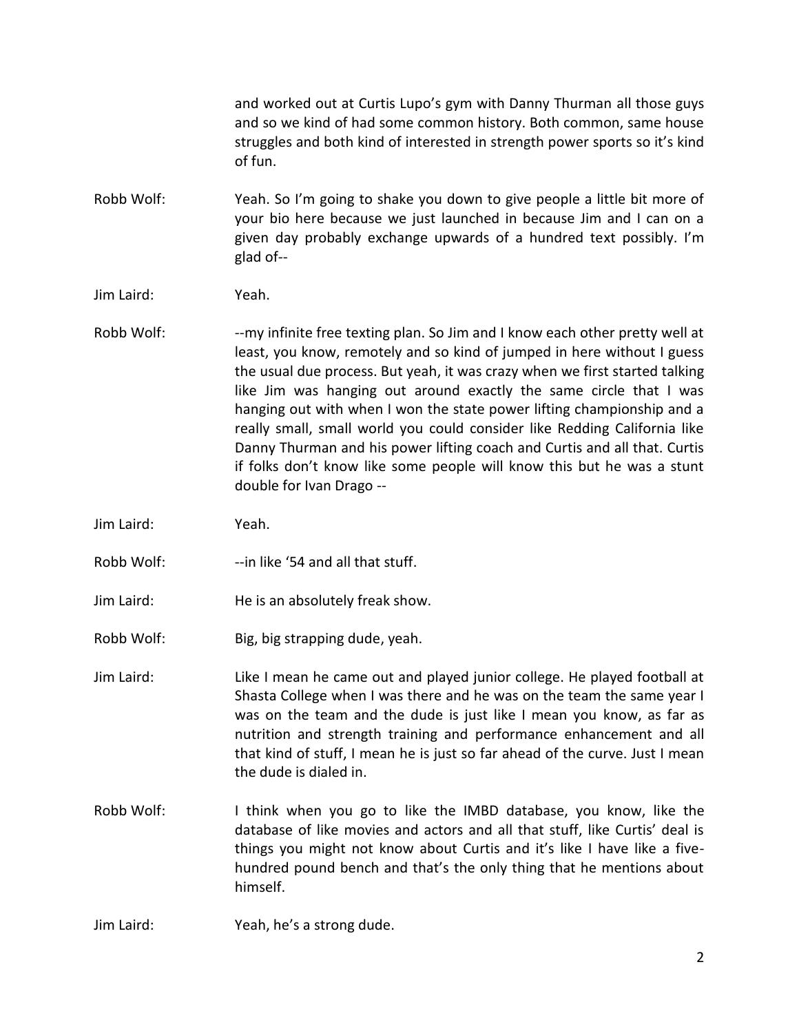and worked out at Curtis Lupo's gym with Danny Thurman all those guys and so we kind of had some common history. Both common, same house struggles and both kind of interested in strength power sports so it's kind of fun.

Robb Wolf: Yeah. So I'm going to shake you down to give people a little bit more of your bio here because we just launched in because Jim and I can on a given day probably exchange upwards of a hundred text possibly. I'm glad of--

Jim Laird: Yeah.

Robb Wolf: --my infinite free texting plan. So Jim and I know each other pretty well at least, you know, remotely and so kind of jumped in here without I guess the usual due process. But yeah, it was crazy when we first started talking like Jim was hanging out around exactly the same circle that I was hanging out with when I won the state power lifting championship and a really small, small world you could consider like Redding California like Danny Thurman and his power lifting coach and Curtis and all that. Curtis if folks don't know like some people will know this but he was a stunt double for Ivan Drago --

Jim Laird: Yeah.

Robb Wolf: --in like '54 and all that stuff.

Jim Laird: He is an absolutely freak show.

Robb Wolf: Big, big strapping dude, yeah.

Jim Laird: Like I mean he came out and played junior college. He played football at Shasta College when I was there and he was on the team the same year I was on the team and the dude is just like I mean you know, as far as nutrition and strength training and performance enhancement and all that kind of stuff, I mean he is just so far ahead of the curve. Just I mean the dude is dialed in.

Robb Wolf: I think when you go to like the IMBD database, you know, like the database of like movies and actors and all that stuff, like Curtis' deal is things you might not know about Curtis and it's like I have like a five-hundred pound bench and that's the only thing that he mentions about himself.

Jim Laird: Yeah, he's a strong dude.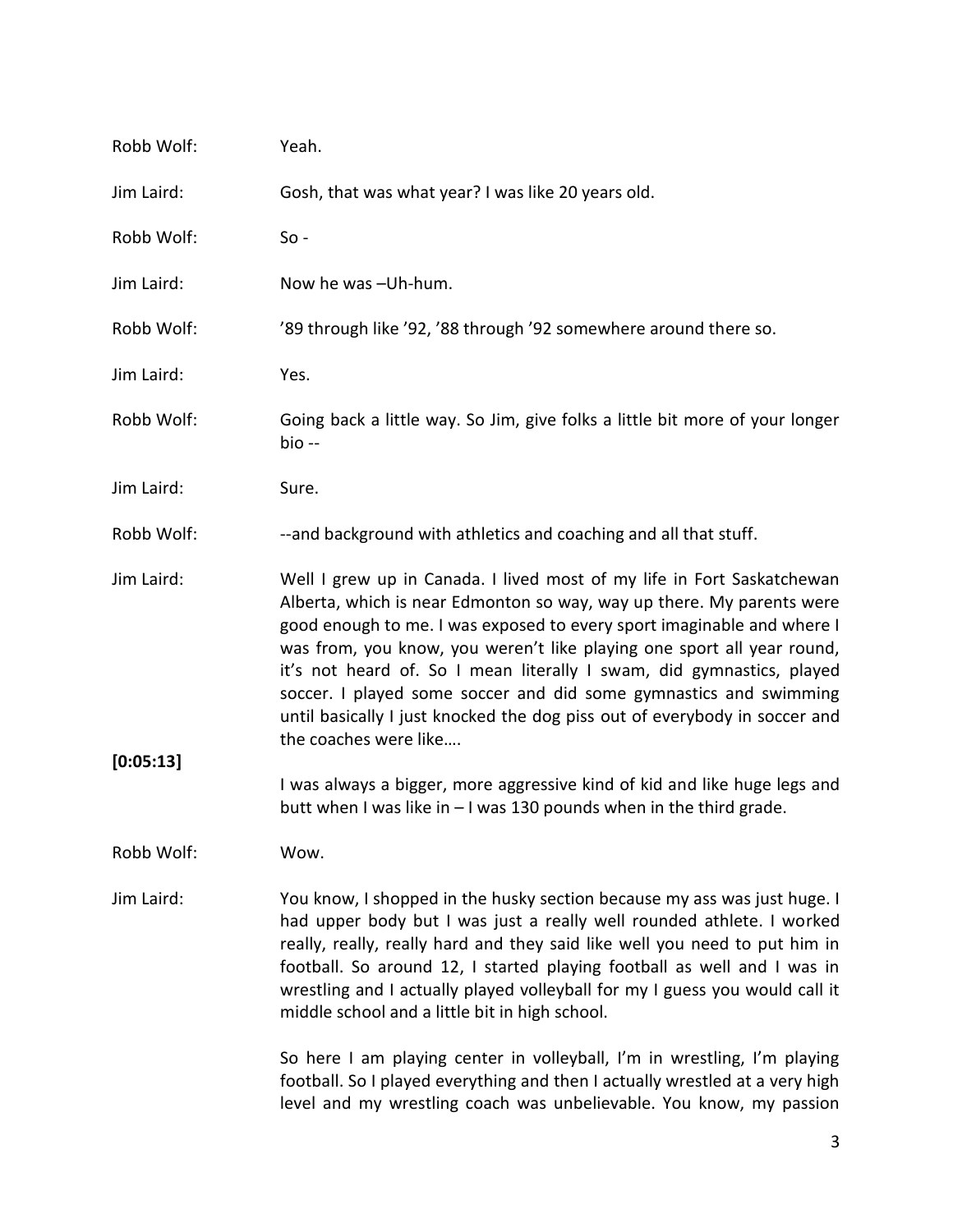Robb Wolf: Yeah.

Jim Laird: Gosh, that was what year? I was like 20 years old.

Robb Wolf: So -

Jim Laird: Now he was –Uh-hum.

Robb Wolf: ’89 through like ’92, ’88 through ’92 somewhere around there so.

Jim Laird: Yes.

Robb Wolf: Going back a little way. So Jim, give folks a little bit more of your longer bio --

Jim Laird: Sure.

Robb Wolf: --and background with athletics and coaching and all that stuff.

Jim Laird: Well I grew up in Canada. I lived most of my life in Fort Saskatchewan Alberta, which is near Edmonton so way, way up there. My parents were good enough to me. I was exposed to every sport imaginable and where I was from, you know, you weren’t like playing one sport all year round, it’s not heard of. So I mean literally I swam, did gymnastics, played soccer. I played some soccer and did some gymnastics and swimming until basically I just knocked the dog piss out of everybody in soccer and the coaches were like….

**[0:05:13]**

I was always a bigger, more aggressive kind of kid and like huge legs and butt when I was like in – I was 130 pounds when in the third grade.

Robb Wolf: Wow.

Jim Laird: You know, I shopped in the husky section because my ass was just huge. I had upper body but I was just a really well rounded athlete. I worked really, really, really hard and they said like well you need to put him in football. So around 12, I started playing football as well and I was in wrestling and I actually played volleyball for my I guess you would call it middle school and a little bit in high school.

So here I am playing center in volleyball, I’m in wrestling, I’m playing football. So I played everything and then I actually wrestled at a very high level and my wrestling coach was unbelievable. You know, my passion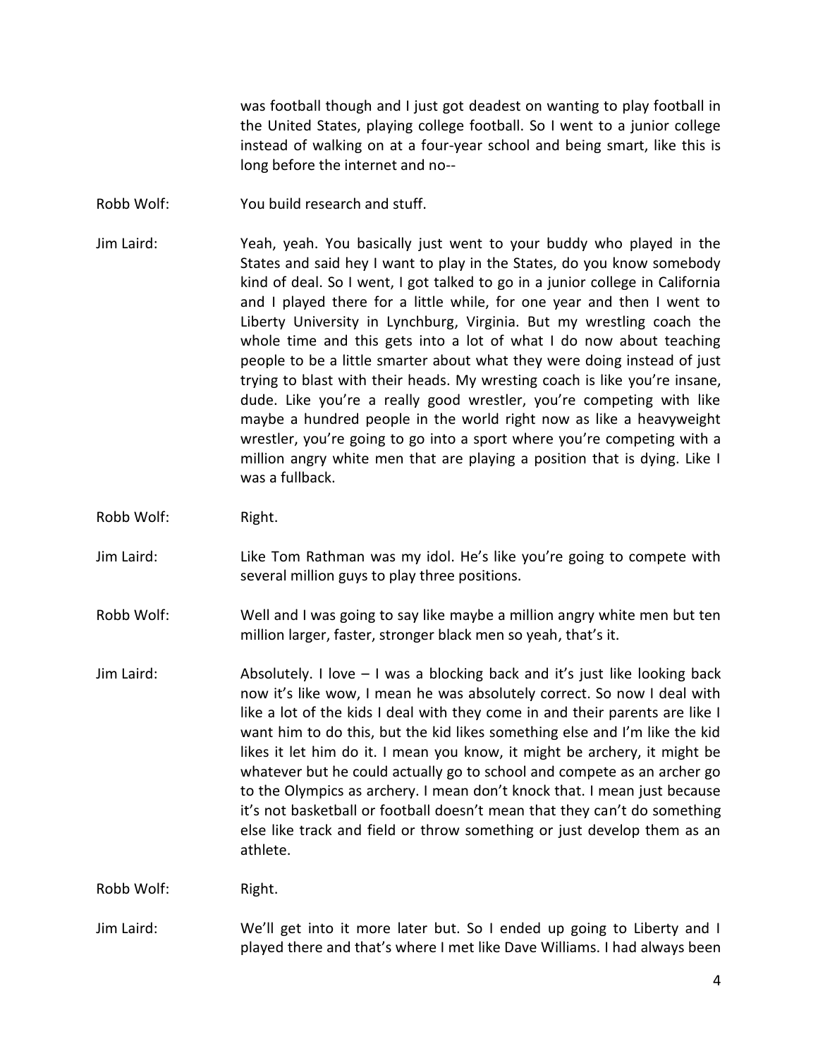was football though and I just got deadest on wanting to play football in the United States, playing college football. So I went to a junior college instead of walking on at a four-year school and being smart, like this is long before the internet and no--

Robb Wolf: You build research and stuff.

Jim Laird: Yeah, yeah. You basically just went to your buddy who played in the States and said hey I want to play in the States, do you know somebody kind of deal. So I went, I got talked to go in a junior college in California and I played there for a little while, for one year and then I went to Liberty University in Lynchburg, Virginia. But my wrestling coach the whole time and this gets into a lot of what I do now about teaching people to be a little smarter about what they were doing instead of just trying to blast with their heads. My wresting coach is like you're insane, dude. Like you're a really good wrestler, you're competing with like maybe a hundred people in the world right now as like a heavyweight wrestler, you're going to go into a sport where you're competing with a million angry white men that are playing a position that is dying. Like I was a fullback.

Robb Wolf: Right.

Jim Laird: Like Tom Rathman was my idol. He's like you're going to compete with several million guys to play three positions.

Robb Wolf: Well and I was going to say like maybe a million angry white men but ten million larger, faster, stronger black men so yeah, that's it.

Jim Laird: Absolutely. I love – I was a blocking back and it's just like looking back now it's like wow, I mean he was absolutely correct. So now I deal with like a lot of the kids I deal with they come in and their parents are like I want him to do this, but the kid likes something else and I'm like the kid likes it let him do it. I mean you know, it might be archery, it might be whatever but he could actually go to school and compete as an archer go to the Olympics as archery. I mean don't knock that. I mean just because it's not basketball or football doesn't mean that they can't do something else like track and field or throw something or just develop them as an athlete.

Robb Wolf: Right.

Jim Laird: We'll get into it more later but. So I ended up going to Liberty and I played there and that's where I met like Dave Williams. I had always been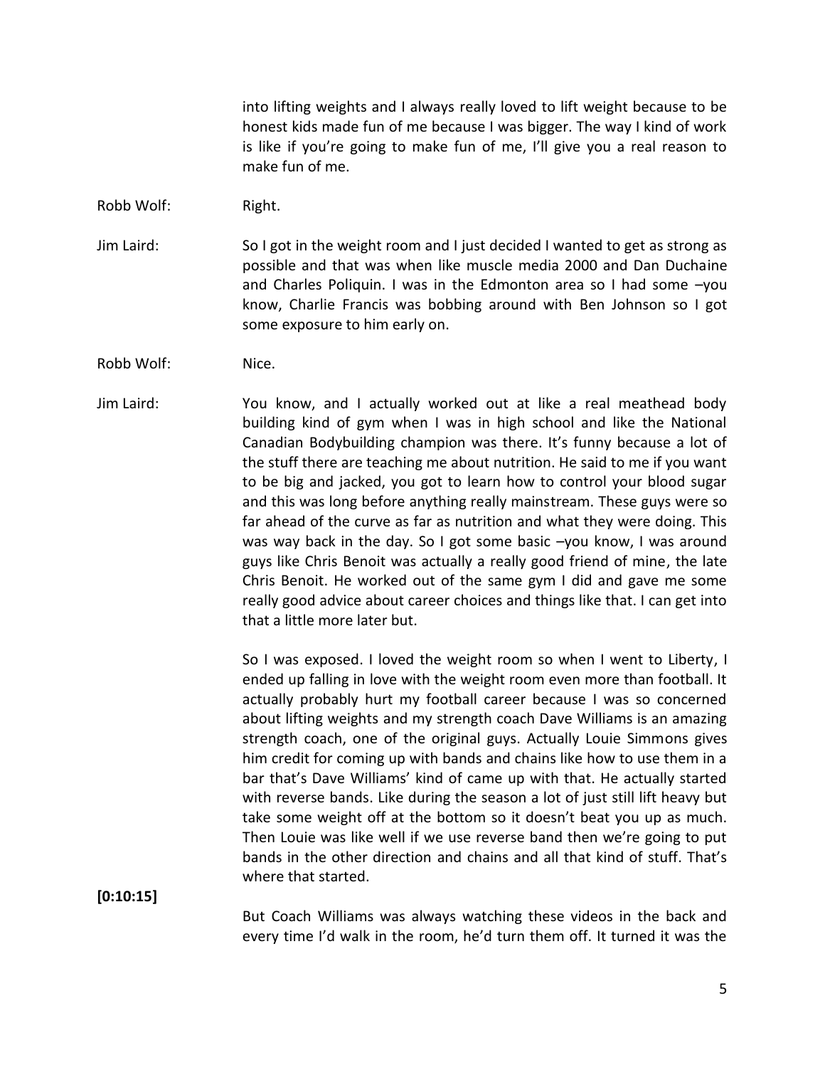into lifting weights and I always really loved to lift weight because to be honest kids made fun of me because I was bigger. The way I kind of work is like if you're going to make fun of me, I'll give you a real reason to make fun of me.

Robb Wolf: Right.

Jim Laird: So I got in the weight room and I just decided I wanted to get as strong as possible and that was when like muscle media 2000 and Dan Duchaine and Charles Poliquin. I was in the Edmonton area so I had some –you know, Charlie Francis was bobbing around with Ben Johnson so I got some exposure to him early on.

Robb Wolf: Nice.

Jim Laird: You know, and I actually worked out at like a real meathead body building kind of gym when I was in high school and like the National Canadian Bodybuilding champion was there. It's funny because a lot of the stuff there are teaching me about nutrition. He said to me if you want to be big and jacked, you got to learn how to control your blood sugar and this was long before anything really mainstream. These guys were so far ahead of the curve as far as nutrition and what they were doing. This was way back in the day. So I got some basic –you know, I was around guys like Chris Benoit was actually a really good friend of mine, the late Chris Benoit. He worked out of the same gym I did and gave me some really good advice about career choices and things like that. I can get into that a little more later but.

So I was exposed. I loved the weight room so when I went to Liberty, I ended up falling in love with the weight room even more than football. It actually probably hurt my football career because I was so concerned about lifting weights and my strength coach Dave Williams is an amazing strength coach, one of the original guys. Actually Louie Simmons gives him credit for coming up with bands and chains like how to use them in a bar that's Dave Williams' kind of came up with that. He actually started with reverse bands. Like during the season a lot of just still lift heavy but take some weight off at the bottom so it doesn't beat you up as much. Then Louie was like well if we use reverse band then we're going to put bands in the other direction and chains and all that kind of stuff. That's where that started.

**[0:10:15]**

But Coach Williams was always watching these videos in the back and every time I'd walk in the room, he'd turn them off. It turned it was the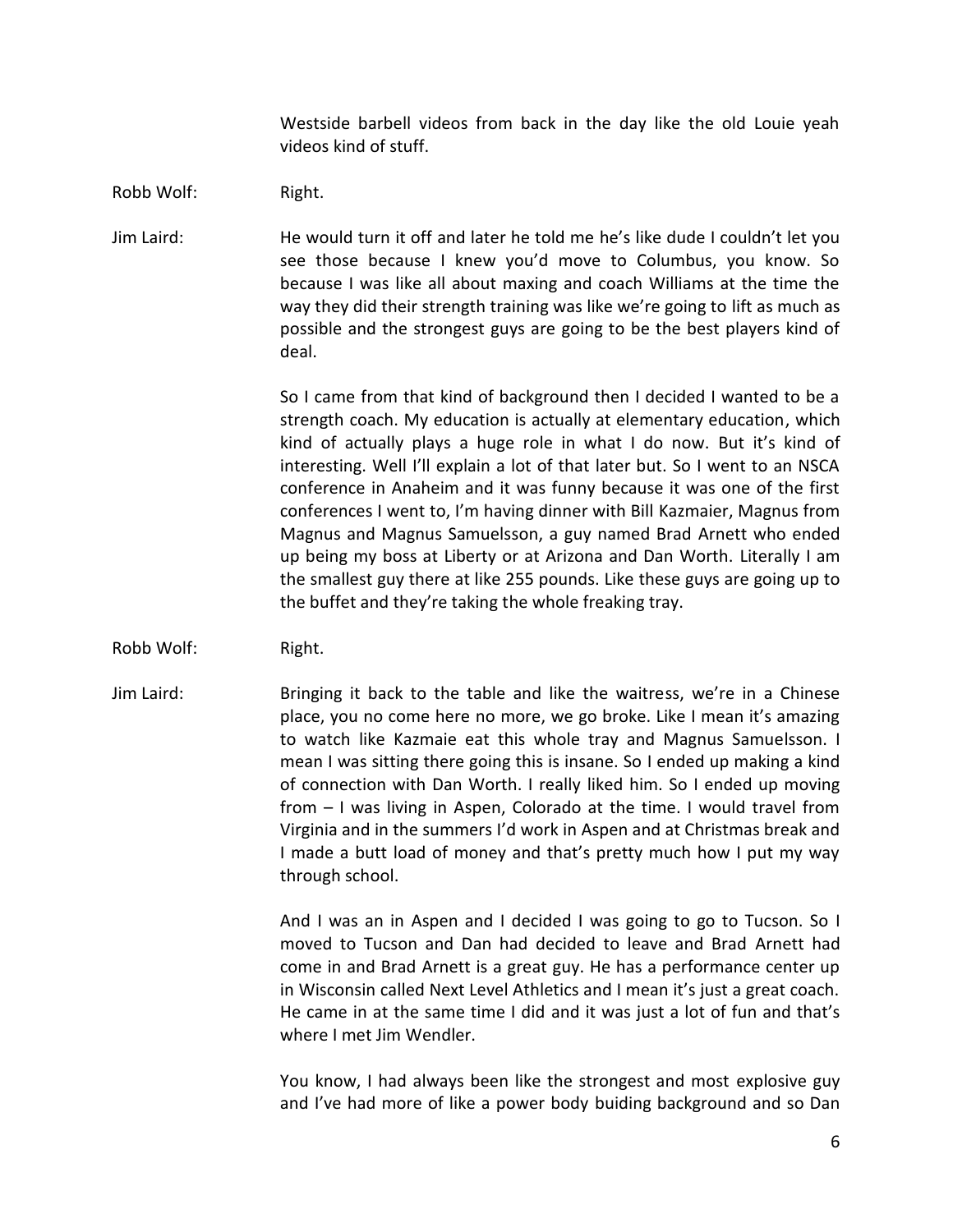Westside barbell videos from back in the day like the old Louie yeah videos kind of stuff.

Robb Wolf: Right.

Jim Laird: He would turn it off and later he told me he's like dude I couldn't let you see those because I knew you'd move to Columbus, you know. So because I was like all about maxing and coach Williams at the time the way they did their strength training was like we're going to lift as much as possible and the strongest guys are going to be the best players kind of deal.

So I came from that kind of background then I decided I wanted to be a strength coach. My education is actually at elementary education, which kind of actually plays a huge role in what I do now. But it's kind of interesting. Well I'll explain a lot of that later but. So I went to an NSCA conference in Anaheim and it was funny because it was one of the first conferences I went to, I'm having dinner with Bill Kazmaier, Magnus from Magnus and Magnus Samuelsson, a guy named Brad Arnett who ended up being my boss at Liberty or at Arizona and Dan Worth. Literally I am the smallest guy there at like 255 pounds. Like these guys are going up to the buffet and they're taking the whole freaking tray.

Robb Wolf: Right.

Jim Laird: Bringing it back to the table and like the waitress, we're in a Chinese place, you no come here no more, we go broke. Like I mean it's amazing to watch like Kazmaie eat this whole tray and Magnus Samuelsson. I mean I was sitting there going this is insane. So I ended up making a kind of connection with Dan Worth. I really liked him. So I ended up moving from – I was living in Aspen, Colorado at the time. I would travel from Virginia and in the summers I'd work in Aspen and at Christmas break and I made a butt load of money and that's pretty much how I put my way through school.

And I was an in Aspen and I decided I was going to go to Tucson. So I moved to Tucson and Dan had decided to leave and Brad Arnett had come in and Brad Arnett is a great guy. He has a performance center up in Wisconsin called Next Level Athletics and I mean it's just a great coach. He came in at the same time I did and it was just a lot of fun and that's where I met Jim Wendler.

You know, I had always been like the strongest and most explosive guy and I've had more of like a power body buiding background and so Dan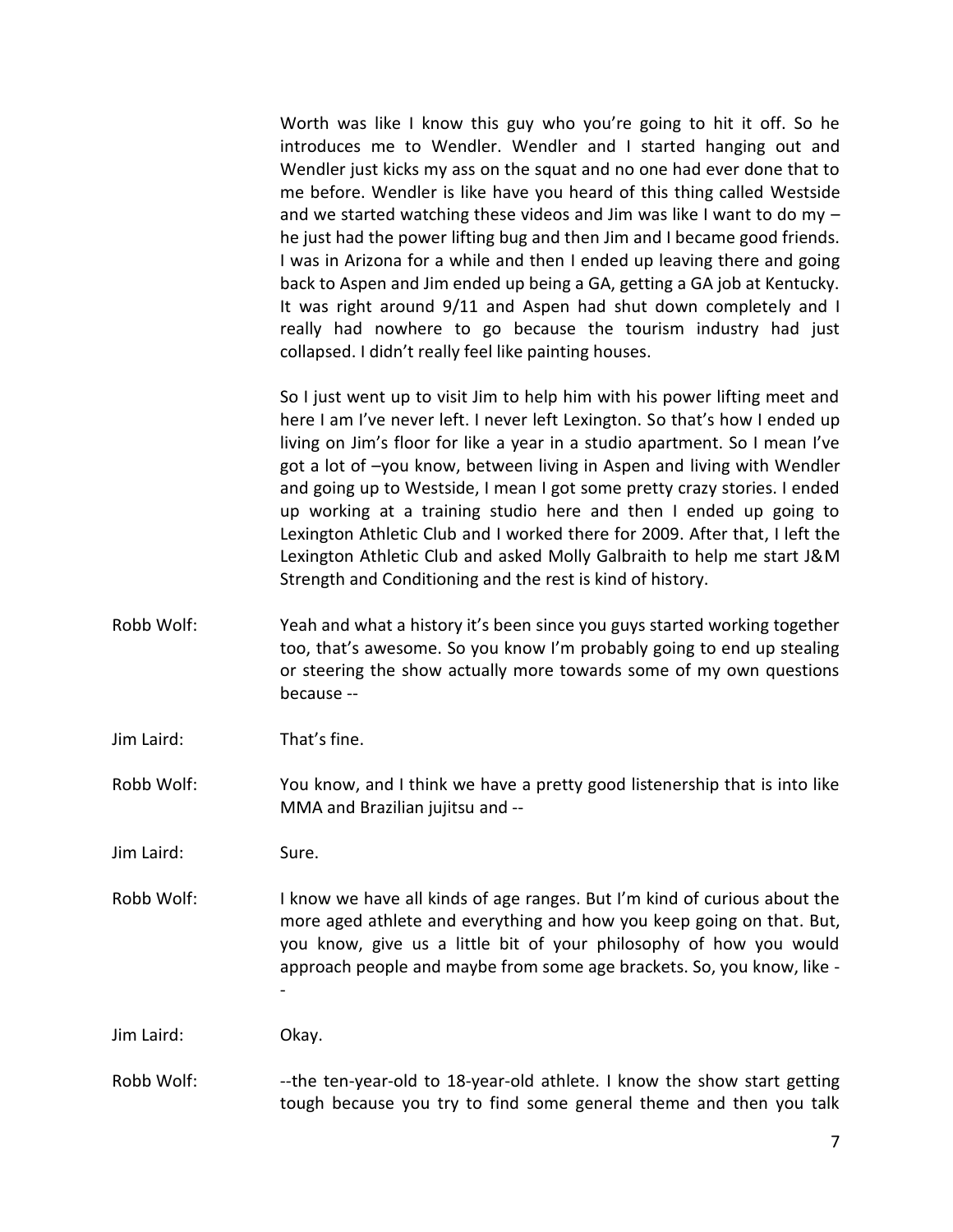Worth was like I know this guy who you're going to hit it off. So he introduces me to Wendler. Wendler and I started hanging out and Wendler just kicks my ass on the squat and no one had ever done that to me before. Wendler is like have you heard of this thing called Westside and we started watching these videos and Jim was like I want to do my – he just had the power lifting bug and then Jim and I became good friends. I was in Arizona for a while and then I ended up leaving there and going back to Aspen and Jim ended up being a GA, getting a GA job at Kentucky. It was right around 9/11 and Aspen had shut down completely and I really had nowhere to go because the tourism industry had just collapsed. I didn't really feel like painting houses.

So I just went up to visit Jim to help him with his power lifting meet and here I am I've never left. I never left Lexington. So that's how I ended up living on Jim's floor for like a year in a studio apartment. So I mean I've got a lot of –you know, between living in Aspen and living with Wendler and going up to Westside, I mean I got some pretty crazy stories. I ended up working at a training studio here and then I ended up going to Lexington Athletic Club and I worked there for 2009. After that, I left the Lexington Athletic Club and asked Molly Galbraith to help me start J&M Strength and Conditioning and the rest is kind of history.

Robb Wolf: Yeah and what a history it's been since you guys started working together too, that's awesome. So you know I'm probably going to end up stealing or steering the show actually more towards some of my own questions because --

Jim Laird: That's fine.

Robb Wolf: You know, and I think we have a pretty good listenership that is into like MMA and Brazilian jujitsu and --

Jim Laird: Sure.

Robb Wolf: I know we have all kinds of age ranges. But I'm kind of curious about the more aged athlete and everything and how you keep going on that. But, you know, give us a little bit of your philosophy of how you would approach people and maybe from some age brackets. So, you know, like --

Jim Laird: Okay.

Robb Wolf: --the ten-year-old to 18-year-old athlete. I know the show start getting tough because you try to find some general theme and then you talk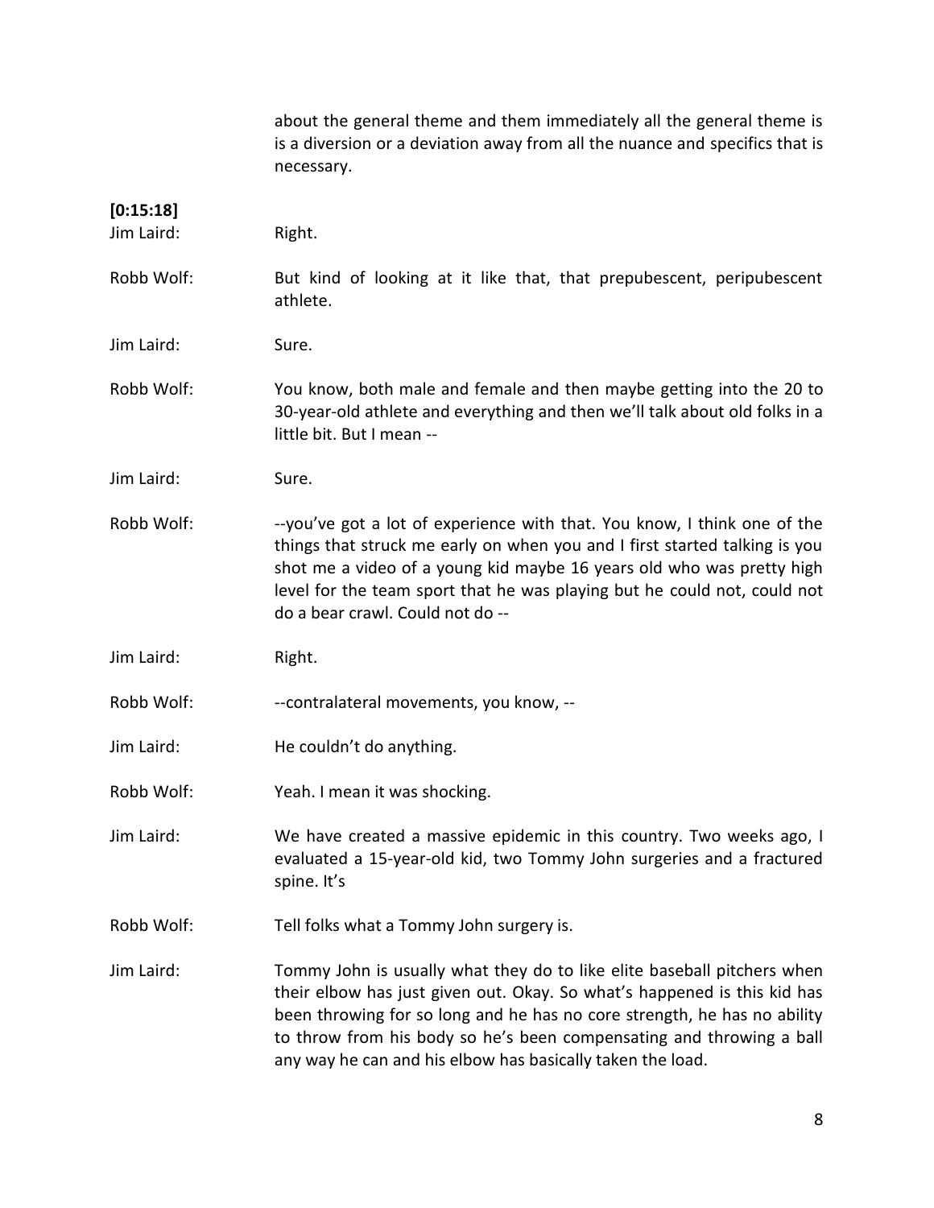about the general theme and them immediately all the general theme is is a diversion or a deviation away from all the nuance and specifics that is necessary.

**[0:15:18]**

Jim Laird: Right.

Robb Wolf: But kind of looking at it like that, that prepubescent, peripubescent athlete.

Jim Laird: Sure.

Robb Wolf: You know, both male and female and then maybe getting into the 20 to 30-year-old athlete and everything and then we'll talk about old folks in a little bit. But I mean --

Jim Laird: Sure.

Robb Wolf: --you've got a lot of experience with that. You know, I think one of the things that struck me early on when you and I first started talking is you shot me a video of a young kid maybe 16 years old who was pretty high level for the team sport that he was playing but he could not, could not do a bear crawl. Could not do --

Jim Laird: Right.

Robb Wolf: --contralateral movements, you know, --

Jim Laird: He couldn't do anything.

Robb Wolf: Yeah. I mean it was shocking.

Jim Laird: We have created a massive epidemic in this country. Two weeks ago, I evaluated a 15-year-old kid, two Tommy John surgeries and a fractured spine. It's

Robb Wolf: Tell folks what a Tommy John surgery is.

Jim Laird: Tommy John is usually what they do to like elite baseball pitchers when their elbow has just given out. Okay. So what's happened is this kid has been throwing for so long and he has no core strength, he has no ability to throw from his body so he's been compensating and throwing a ball any way he can and his elbow has basically taken the load.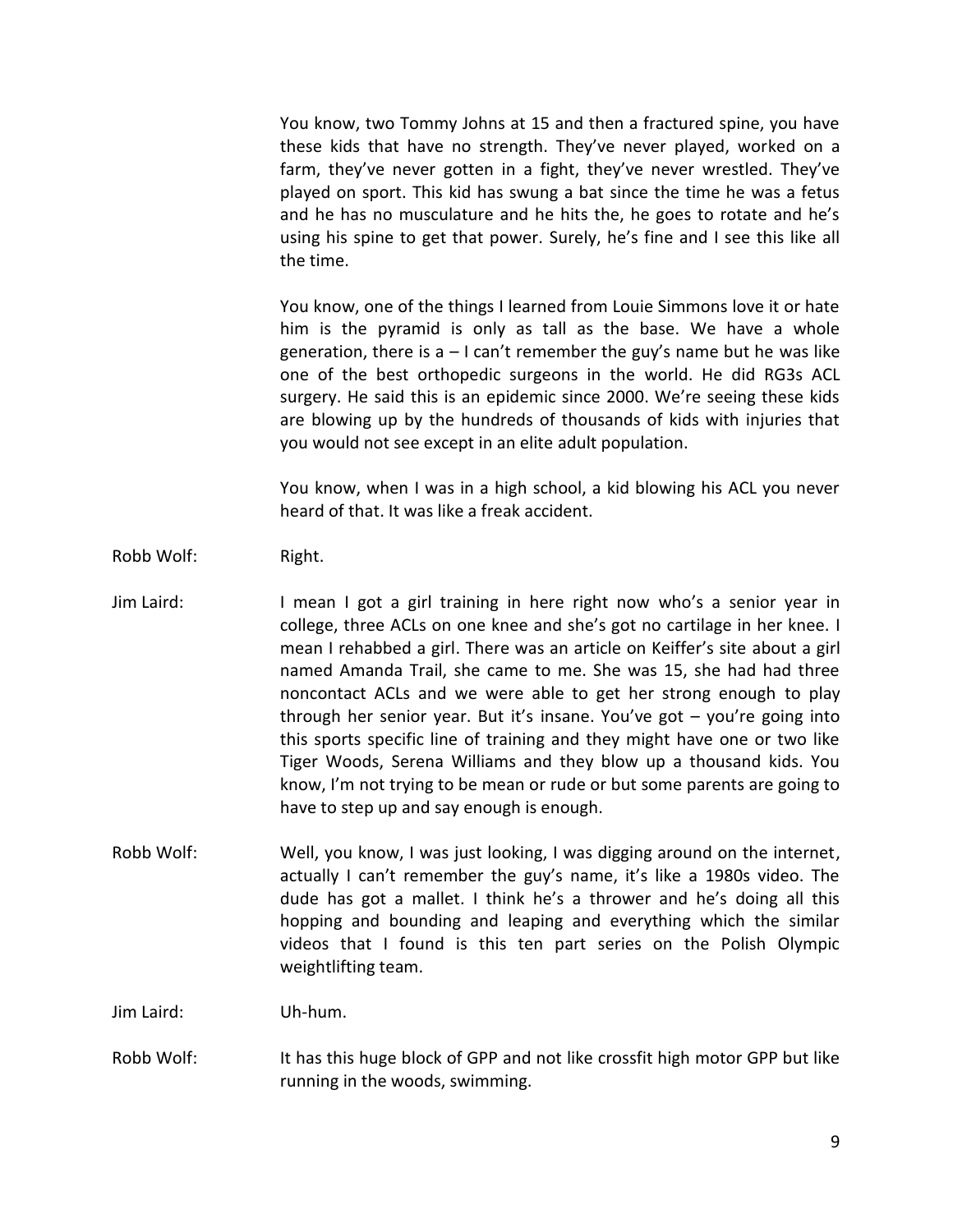You know, two Tommy Johns at 15 and then a fractured spine, you have these kids that have no strength. They've never played, worked on a farm, they've never gotten in a fight, they've never wrestled. They've played on sport. This kid has swung a bat since the time he was a fetus and he has no musculature and he hits the, he goes to rotate and he's using his spine to get that power. Surely, he's fine and I see this like all the time.

You know, one of the things I learned from Louie Simmons love it or hate him is the pyramid is only as tall as the base. We have a whole generation, there is a – I can't remember the guy's name but he was like one of the best orthopedic surgeons in the world. He did RG3s ACL surgery. He said this is an epidemic since 2000. We're seeing these kids are blowing up by the hundreds of thousands of kids with injuries that you would not see except in an elite adult population.

You know, when I was in a high school, a kid blowing his ACL you never heard of that. It was like a freak accident.

**Robb Wolf:** Right.

**Jim Laird:** I mean I got a girl training in here right now who's a senior year in college, three ACLs on one knee and she's got no cartilage in her knee. I mean I rehabbed a girl. There was an article on Keiffer's site about a girl named Amanda Trail, she came to me. She was 15, she had had three noncontact ACLs and we were able to get her strong enough to play through her senior year. But it's insane. You've got – you're going into this sports specific line of training and they might have one or two like Tiger Woods, Serena Williams and they blow up a thousand kids. You know, I'm not trying to be mean or rude or but some parents are going to have to step up and say enough is enough.

**Robb Wolf:** Well, you know, I was just looking, I was digging around on the internet, actually I can't remember the guy's name, it's like a 1980s video. The dude has got a mallet. I think he's a thrower and he's doing all this hopping and bounding and leaping and everything which the similar videos that I found is this ten part series on the Polish Olympic weightlifting team.

**Jim Laird:** Uh-hum.

**Robb Wolf:** It has this huge block of GPP and not like crossfit high motor GPP but like running in the woods, swimming.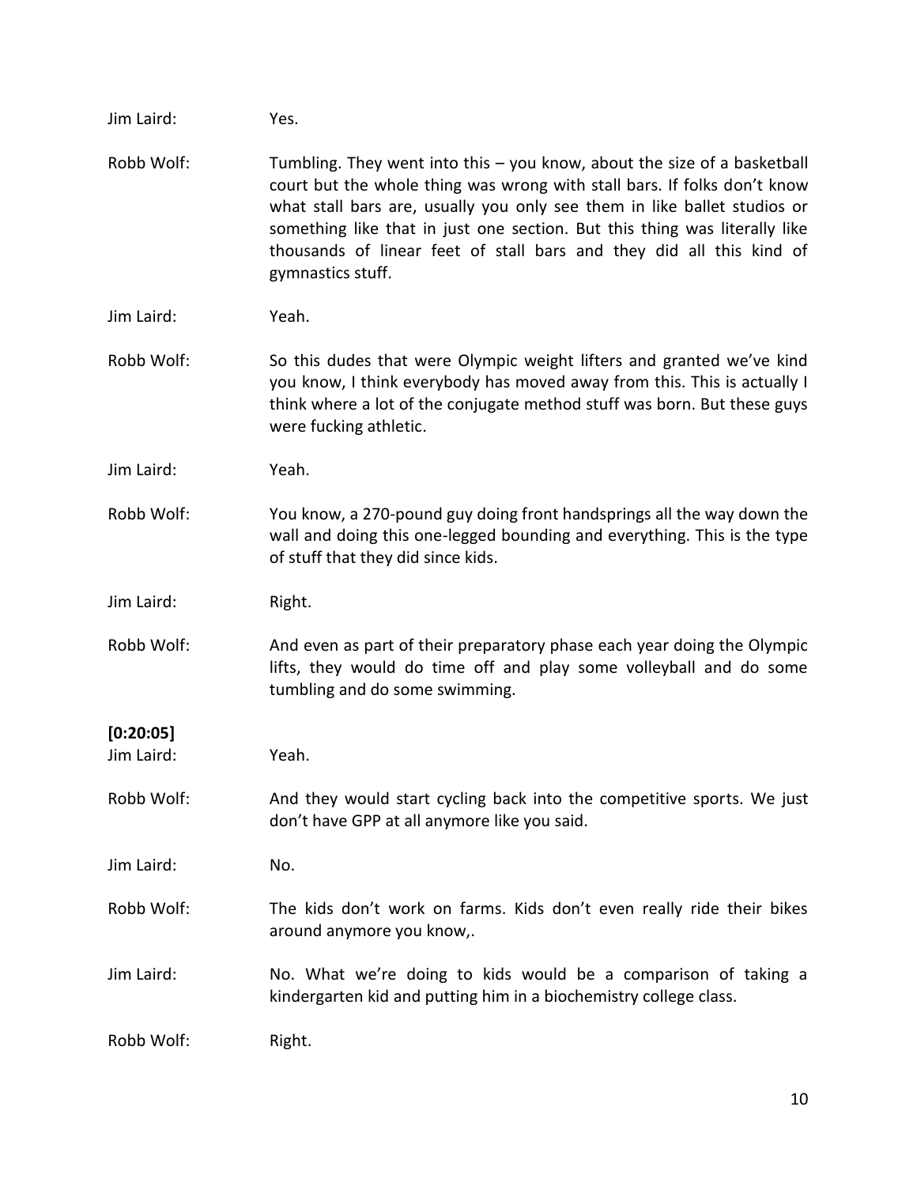Jim Laird: Yes.

Robb Wolf: Tumbling. They went into this – you know, about the size of a basketball court but the whole thing was wrong with stall bars. If folks don't know what stall bars are, usually you only see them in like ballet studios or something like that in just one section. But this thing was literally like thousands of linear feet of stall bars and they did all this kind of gymnastics stuff.

Jim Laird: Yeah.

Robb Wolf: So this dudes that were Olympic weight lifters and granted we've kind you know, I think everybody has moved away from this. This is actually I think where a lot of the conjugate method stuff was born. But these guys were fucking athletic.

Jim Laird: Yeah.

Robb Wolf: You know, a 270-pound guy doing front handsprings all the way down the wall and doing this one-legged bounding and everything. This is the type of stuff that they did since kids.

Jim Laird: Right.

Robb Wolf: And even as part of their preparatory phase each year doing the Olympic lifts, they would do time off and play some volleyball and do some tumbling and do some swimming.

**[0:20:05]**

Jim Laird: Yeah.

Robb Wolf: And they would start cycling back into the competitive sports. We just don't have GPP at all anymore like you said.

Jim Laird: No.

Robb Wolf: The kids don't work on farms. Kids don't even really ride their bikes around anymore you know,.

Jim Laird: No. What we're doing to kids would be a comparison of taking a kindergarten kid and putting him in a biochemistry college class.

Robb Wolf: Right.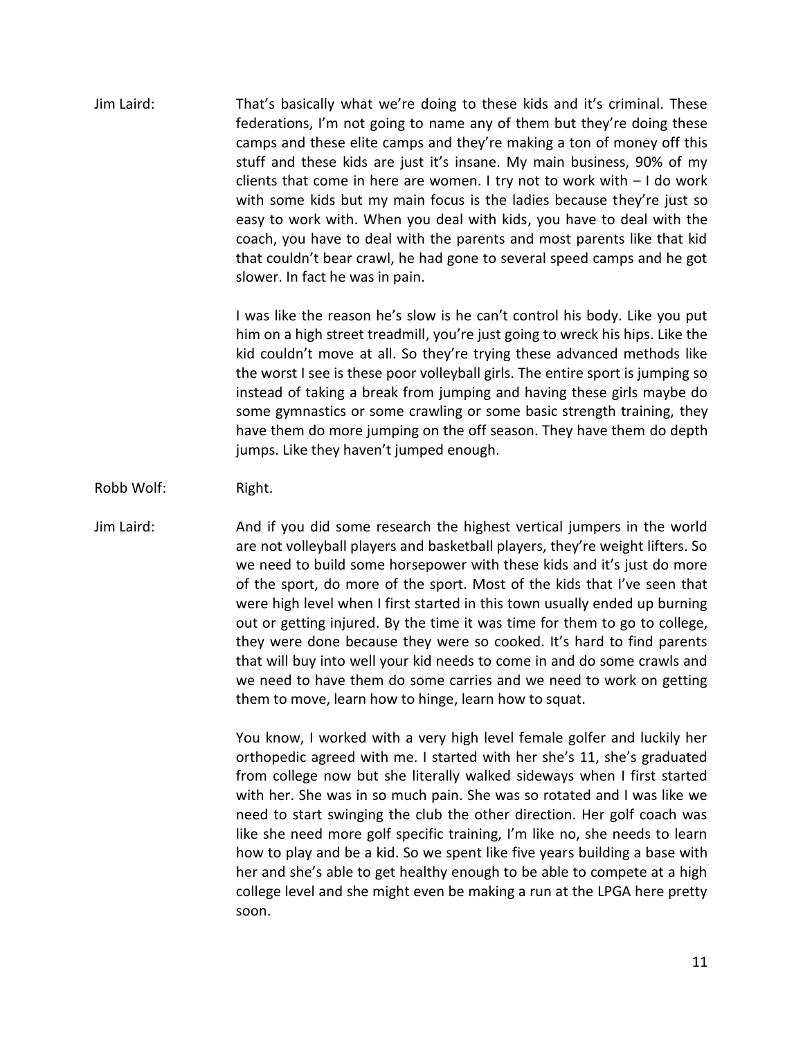Jim Laird: That's basically what we're doing to these kids and it's criminal. These federations, I'm not going to name any of them but they're doing these camps and these elite camps and they're making a ton of money off this stuff and these kids are just it's insane. My main business, 90% of my clients that come in here are women. I try not to work with – I do work with some kids but my main focus is the ladies because they're just so easy to work with. When you deal with kids, you have to deal with the coach, you have to deal with the parents and most parents like that kid that couldn't bear crawl, he had gone to several speed camps and he got slower. In fact he was in pain.

I was like the reason he's slow is he can't control his body. Like you put him on a high street treadmill, you're just going to wreck his hips. Like the kid couldn't move at all. So they're trying these advanced methods like the worst I see is these poor volleyball girls. The entire sport is jumping so instead of taking a break from jumping and having these girls maybe do some gymnastics or some crawling or some basic strength training, they have them do more jumping on the off season. They have them do depth jumps. Like they haven't jumped enough.

Robb Wolf: Right.

Jim Laird: And if you did some research the highest vertical jumpers in the world are not volleyball players and basketball players, they're weight lifters. So we need to build some horsepower with these kids and it's just do more of the sport, do more of the sport. Most of the kids that I've seen that were high level when I first started in this town usually ended up burning out or getting injured. By the time it was time for them to go to college, they were done because they were so cooked. It's hard to find parents that will buy into well your kid needs to come in and do some crawls and we need to have them do some carries and we need to work on getting them to move, learn how to hinge, learn how to squat.

You know, I worked with a very high level female golfer and luckily her orthopedic agreed with me. I started with her she's 11, she's graduated from college now but she literally walked sideways when I first started with her. She was in so much pain. She was so rotated and I was like we need to start swinging the club the other direction. Her golf coach was like she need more golf specific training, I'm like no, she needs to learn how to play and be a kid. So we spent like five years building a base with her and she's able to get healthy enough to be able to compete at a high college level and she might even be making a run at the LPGA here pretty soon.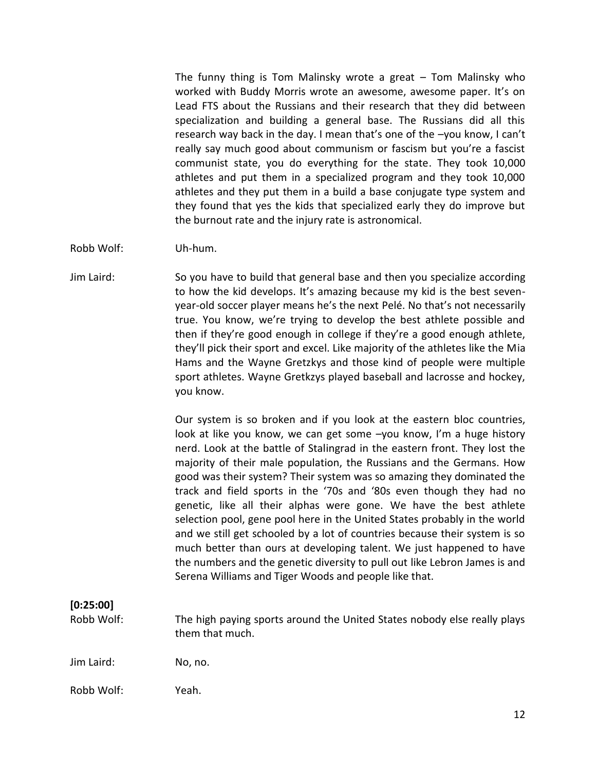The funny thing is Tom Malinsky wrote a great – Tom Malinsky who worked with Buddy Morris wrote an awesome, awesome paper. It's on Lead FTS about the Russians and their research that they did between specialization and building a general base. The Russians did all this research way back in the day. I mean that's one of the –you know, I can't really say much good about communism or fascism but you're a fascist communist state, you do everything for the state. They took 10,000 athletes and put them in a specialized program and they took 10,000 athletes and they put them in a build a base conjugate type system and they found that yes the kids that specialized early they do improve but the burnout rate and the injury rate is astronomical.

Robb Wolf: Uh-hum.

Jim Laird: So you have to build that general base and then you specialize according to how the kid develops. It's amazing because my kid is the best seven-year-old soccer player means he's the next Pelé. No that's not necessarily true. You know, we're trying to develop the best athlete possible and then if they're good enough in college if they're a good enough athlete, they'll pick their sport and excel. Like majority of the athletes like the Mia Hams and the Wayne Gretzkys and those kind of people were multiple sport athletes. Wayne Gretkzys played baseball and lacrosse and hockey, you know.

Our system is so broken and if you look at the eastern bloc countries, look at like you know, we can get some –you know, I'm a huge history nerd. Look at the battle of Stalingrad in the eastern front. They lost the majority of their male population, the Russians and the Germans. How good was their system? Their system was so amazing they dominated the track and field sports in the '70s and '80s even though they had no genetic, like all their alphas were gone. We have the best athlete selection pool, gene pool here in the United States probably in the world and we still get schooled by a lot of countries because their system is so much better than ours at developing talent. We just happened to have the numbers and the genetic diversity to pull out like Lebron James is and Serena Williams and Tiger Woods and people like that.

**[0:25:00]**

Robb Wolf: The high paying sports around the United States nobody else really plays them that much.

Jim Laird: No, no.

Robb Wolf: Yeah.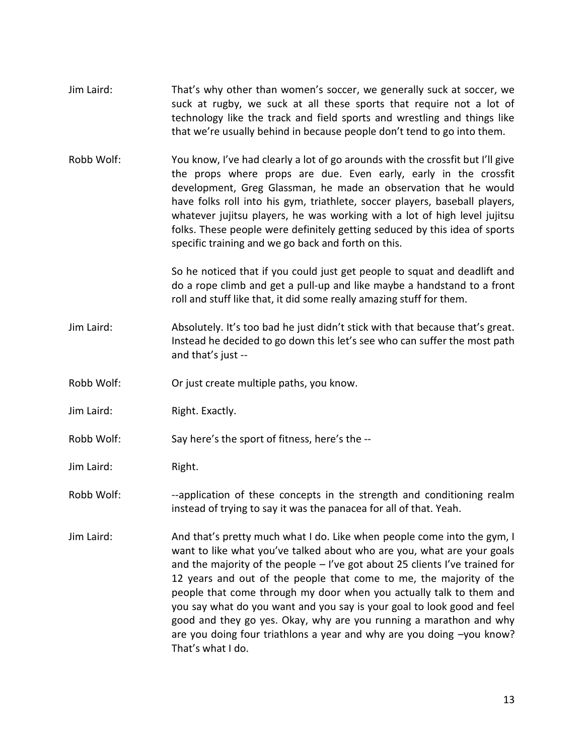Jim Laird: That's why other than women's soccer, we generally suck at soccer, we suck at rugby, we suck at all these sports that require not a lot of technology like the track and field sports and wrestling and things like that we're usually behind in because people don't tend to go into them.

Robb Wolf: You know, I've had clearly a lot of go arounds with the crossfit but I'll give the props where props are due. Even early, early in the crossfit development, Greg Glassman, he made an observation that he would have folks roll into his gym, triathlete, soccer players, baseball players, whatever jujitsu players, he was working with a lot of high level jujitsu folks. These people were definitely getting seduced by this idea of sports specific training and we go back and forth on this.

So he noticed that if you could just get people to squat and deadlift and do a rope climb and get a pull-up and like maybe a handstand to a front roll and stuff like that, it did some really amazing stuff for them.

Jim Laird: Absolutely. It's too bad he just didn't stick with that because that's great. Instead he decided to go down this let's see who can suffer the most path and that's just --

Robb Wolf: Or just create multiple paths, you know.

Jim Laird: Right. Exactly.

Robb Wolf: Say here's the sport of fitness, here's the --

Jim Laird: Right.

Robb Wolf: --application of these concepts in the strength and conditioning realm instead of trying to say it was the panacea for all of that. Yeah.

Jim Laird: And that's pretty much what I do. Like when people come into the gym, I want to like what you've talked about who are you, what are your goals and the majority of the people – I've got about 25 clients I've trained for 12 years and out of the people that come to me, the majority of the people that come through my door when you actually talk to them and you say what do you want and you say is your goal to look good and feel good and they go yes. Okay, why are you running a marathon and why are you doing four triathlons a year and why are you doing –you know? That's what I do.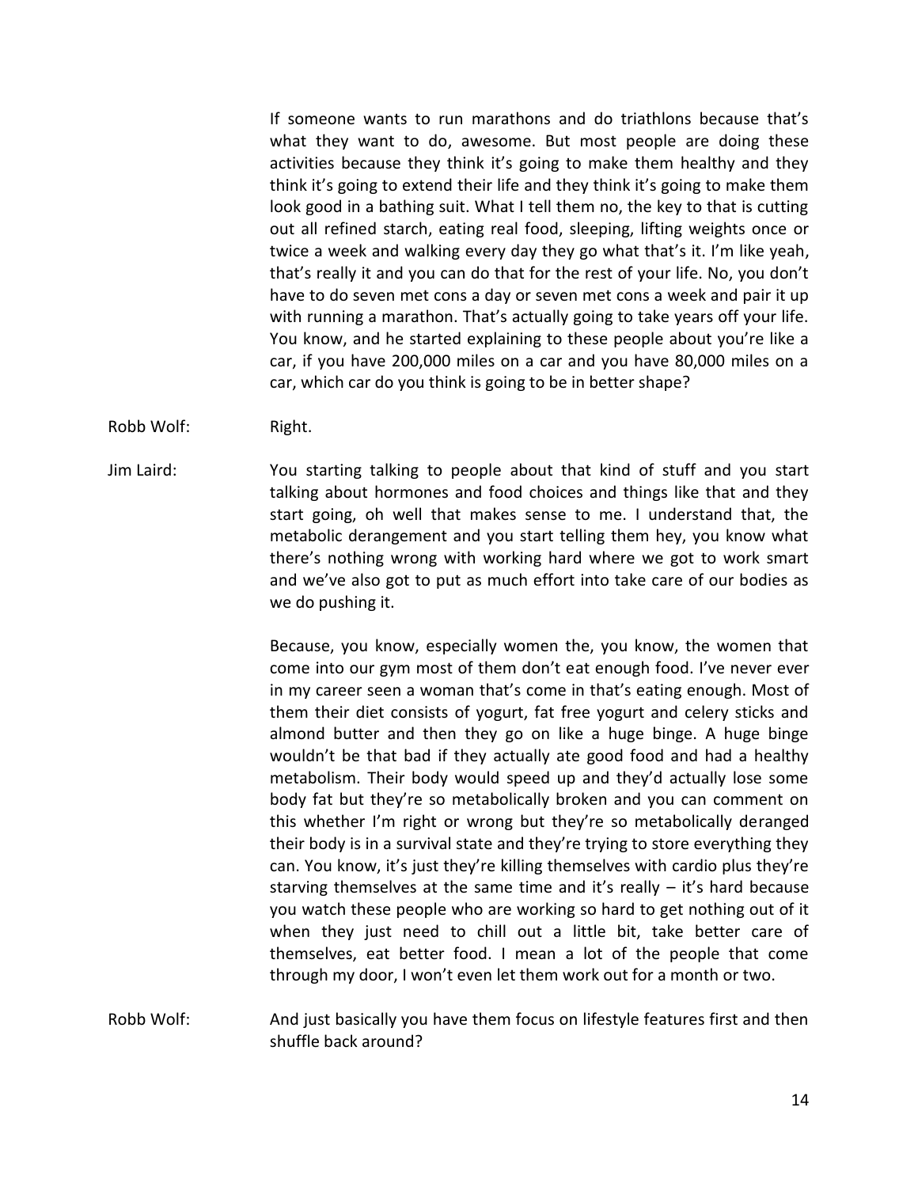If someone wants to run marathons and do triathlons because that's what they want to do, awesome. But most people are doing these activities because they think it's going to make them healthy and they think it's going to extend their life and they think it's going to make them look good in a bathing suit. What I tell them no, the key to that is cutting out all refined starch, eating real food, sleeping, lifting weights once or twice a week and walking every day they go what that's it. I'm like yeah, that's really it and you can do that for the rest of your life. No, you don't have to do seven met cons a day or seven met cons a week and pair it up with running a marathon. That's actually going to take years off your life. You know, and he started explaining to these people about you're like a car, if you have 200,000 miles on a car and you have 80,000 miles on a car, which car do you think is going to be in better shape?

Robb Wolf: Right.

Jim Laird: You starting talking to people about that kind of stuff and you start talking about hormones and food choices and things like that and they start going, oh well that makes sense to me. I understand that, the metabolic derangement and you start telling them hey, you know what there's nothing wrong with working hard where we got to work smart and we've also got to put as much effort into take care of our bodies as we do pushing it.

Because, you know, especially women the, you know, the women that come into our gym most of them don't eat enough food. I've never ever in my career seen a woman that's come in that's eating enough. Most of them their diet consists of yogurt, fat free yogurt and celery sticks and almond butter and then they go on like a huge binge. A huge binge wouldn't be that bad if they actually ate good food and had a healthy metabolism. Their body would speed up and they'd actually lose some body fat but they're so metabolically broken and you can comment on this whether I'm right or wrong but they're so metabolically deranged their body is in a survival state and they're trying to store everything they can. You know, it's just they're killing themselves with cardio plus they're starving themselves at the same time and it's really – it's hard because you watch these people who are working so hard to get nothing out of it when they just need to chill out a little bit, take better care of themselves, eat better food. I mean a lot of the people that come through my door, I won't even let them work out for a month or two.

Robb Wolf: And just basically you have them focus on lifestyle features first and then shuffle back around?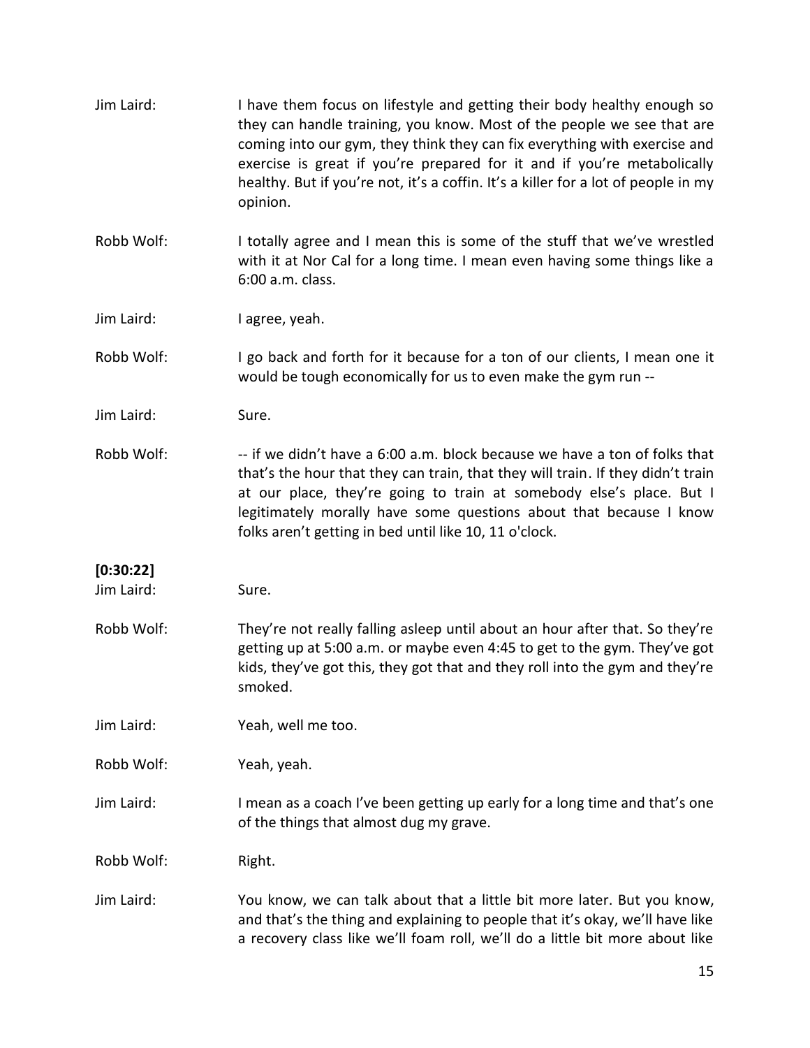Jim Laird: I have them focus on lifestyle and getting their body healthy enough so they can handle training, you know. Most of the people we see that are coming into our gym, they think they can fix everything with exercise and exercise is great if you're prepared for it and if you're metabolically healthy. But if you're not, it's a coffin. It's a killer for a lot of people in my opinion.

Robb Wolf: I totally agree and I mean this is some of the stuff that we've wrestled with it at Nor Cal for a long time. I mean even having some things like a 6:00 a.m. class.

Jim Laird: I agree, yeah.

Robb Wolf: I go back and forth for it because for a ton of our clients, I mean one it would be tough economically for us to even make the gym run --

Jim Laird: Sure.

Robb Wolf: -- if we didn't have a 6:00 a.m. block because we have a ton of folks that that's the hour that they can train, that they will train. If they didn't train at our place, they're going to train at somebody else's place. But I legitimately morally have some questions about that because I know folks aren't getting in bed until like 10, 11 o'clock.

**[0:30:22]**

Jim Laird: Sure.

Robb Wolf: They're not really falling asleep until about an hour after that. So they're getting up at 5:00 a.m. or maybe even 4:45 to get to the gym. They've got kids, they've got this, they got that and they roll into the gym and they're smoked.

Jim Laird: Yeah, well me too.

Robb Wolf: Yeah, yeah.

Jim Laird: I mean as a coach I've been getting up early for a long time and that's one of the things that almost dug my grave.

Robb Wolf: Right.

Jim Laird: You know, we can talk about that a little bit more later. But you know, and that's the thing and explaining to people that it's okay, we'll have like a recovery class like we'll foam roll, we'll do a little bit more about like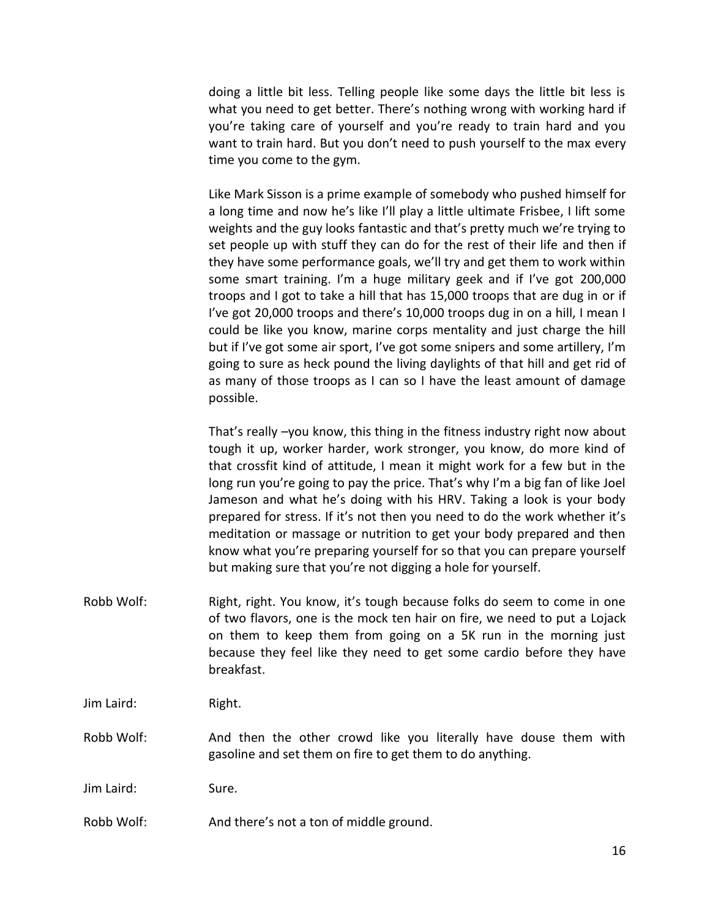doing a little bit less. Telling people like some days the little bit less is what you need to get better. There's nothing wrong with working hard if you're taking care of yourself and you're ready to train hard and you want to train hard. But you don't need to push yourself to the max every time you come to the gym.

Like Mark Sisson is a prime example of somebody who pushed himself for a long time and now he's like I'll play a little ultimate Frisbee, I lift some weights and the guy looks fantastic and that's pretty much we're trying to set people up with stuff they can do for the rest of their life and then if they have some performance goals, we'll try and get them to work within some smart training. I'm a huge military geek and if I've got 200,000 troops and I got to take a hill that has 15,000 troops that are dug in or if I've got 20,000 troops and there's 10,000 troops dug in on a hill, I mean I could be like you know, marine corps mentality and just charge the hill but if I've got some air sport, I've got some snipers and some artillery, I'm going to sure as heck pound the living daylights of that hill and get rid of as many of those troops as I can so I have the least amount of damage possible.

That's really –you know, this thing in the fitness industry right now about tough it up, worker harder, work stronger, you know, do more kind of that crossfit kind of attitude, I mean it might work for a few but in the long run you're going to pay the price. That's why I'm a big fan of like Joel Jameson and what he's doing with his HRV. Taking a look is your body prepared for stress. If it's not then you need to do the work whether it's meditation or massage or nutrition to get your body prepared and then know what you're preparing yourself for so that you can prepare yourself but making sure that you're not digging a hole for yourself.

Robb Wolf: Right, right. You know, it's tough because folks do seem to come in one of two flavors, one is the mock ten hair on fire, we need to put a Lojack on them to keep them from going on a 5K run in the morning just because they feel like they need to get some cardio before they have breakfast.

Jim Laird: Right.

Robb Wolf: And then the other crowd like you literally have douse them with gasoline and set them on fire to get them to do anything.

Jim Laird: Sure.

Robb Wolf: And there's not a ton of middle ground.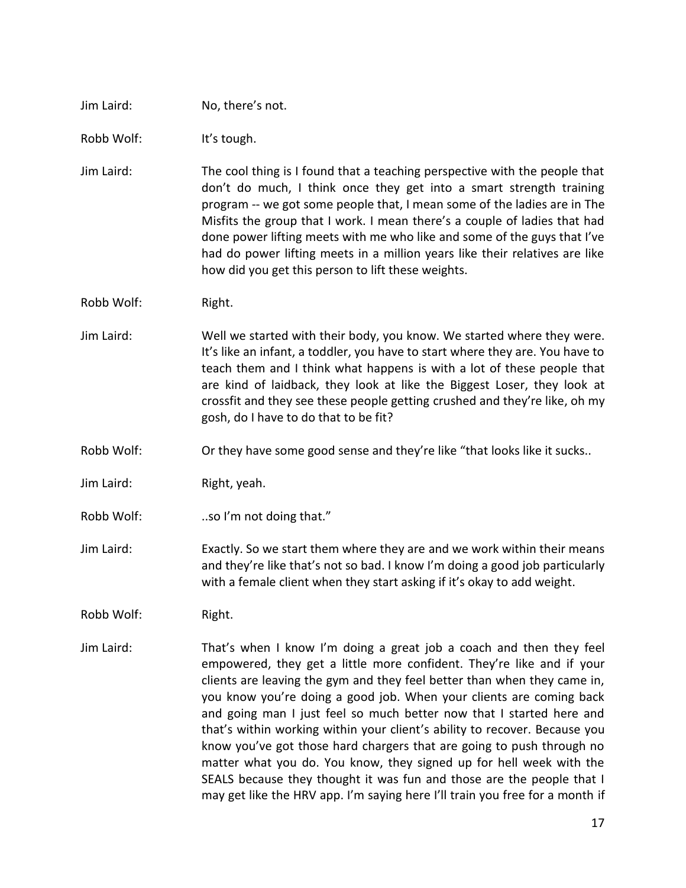Jim Laird: No, there's not.

Robb Wolf: It's tough.

Jim Laird: The cool thing is I found that a teaching perspective with the people that don't do much, I think once they get into a smart strength training program -- we got some people that, I mean some of the ladies are in The Misfits the group that I work. I mean there's a couple of ladies that had done power lifting meets with me who like and some of the guys that I've had do power lifting meets in a million years like their relatives are like how did you get this person to lift these weights.

Robb Wolf: Right.

Jim Laird: Well we started with their body, you know. We started where they were. It's like an infant, a toddler, you have to start where they are. You have to teach them and I think what happens is with a lot of these people that are kind of laidback, they look at like the Biggest Loser, they look at crossfit and they see these people getting crushed and they're like, oh my gosh, do I have to do that to be fit?

Robb Wolf: Or they have some good sense and they're like "that looks like it sucks..

Jim Laird: Right, yeah.

Robb Wolf: ..so I'm not doing that."

Jim Laird: Exactly. So we start them where they are and we work within their means and they're like that's not so bad. I know I'm doing a good job particularly with a female client when they start asking if it's okay to add weight.

Robb Wolf: Right.

Jim Laird: That's when I know I'm doing a great job a coach and then they feel empowered, they get a little more confident. They're like and if your clients are leaving the gym and they feel better than when they came in, you know you're doing a good job. When your clients are coming back and going man I just feel so much better now that I started here and that's within working within your client's ability to recover. Because you know you've got those hard chargers that are going to push through no matter what you do. You know, they signed up for hell week with the SEALS because they thought it was fun and those are the people that I may get like the HRV app. I'm saying here I'll train you free for a month if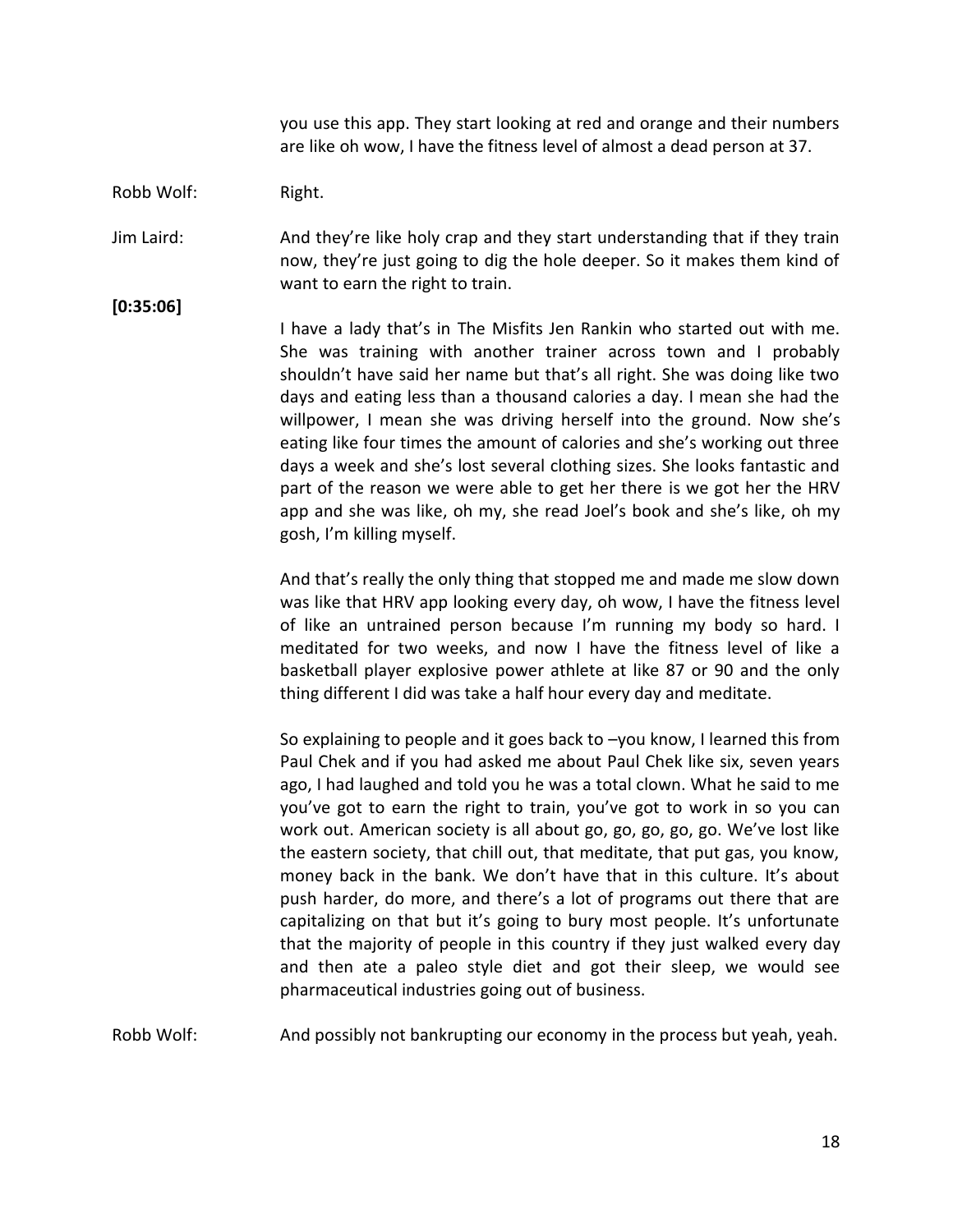you use this app. They start looking at red and orange and their numbers are like oh wow, I have the fitness level of almost a dead person at 37.

Robb Wolf: Right.

Jim Laird: And they're like holy crap and they start understanding that if they train now, they're just going to dig the hole deeper. So it makes them kind of want to earn the right to train.

**[0:35:06]**

I have a lady that's in The Misfits Jen Rankin who started out with me. She was training with another trainer across town and I probably shouldn't have said her name but that's all right. She was doing like two days and eating less than a thousand calories a day. I mean she had the willpower, I mean she was driving herself into the ground. Now she's eating like four times the amount of calories and she's working out three days a week and she's lost several clothing sizes. She looks fantastic and part of the reason we were able to get her there is we got her the HRV app and she was like, oh my, she read Joel's book and she's like, oh my gosh, I'm killing myself.

And that's really the only thing that stopped me and made me slow down was like that HRV app looking every day, oh wow, I have the fitness level of like an untrained person because I'm running my body so hard. I meditated for two weeks, and now I have the fitness level of like a basketball player explosive power athlete at like 87 or 90 and the only thing different I did was take a half hour every day and meditate.

So explaining to people and it goes back to –you know, I learned this from Paul Chek and if you had asked me about Paul Chek like six, seven years ago, I had laughed and told you he was a total clown. What he said to me you've got to earn the right to train, you've got to work in so you can work out. American society is all about go, go, go, go, go. We've lost like the eastern society, that chill out, that meditate, that put gas, you know, money back in the bank. We don't have that in this culture. It's about push harder, do more, and there's a lot of programs out there that are capitalizing on that but it's going to bury most people. It's unfortunate that the majority of people in this country if they just walked every day and then ate a paleo style diet and got their sleep, we would see pharmaceutical industries going out of business.

Robb Wolf: And possibly not bankrupting our economy in the process but yeah, yeah.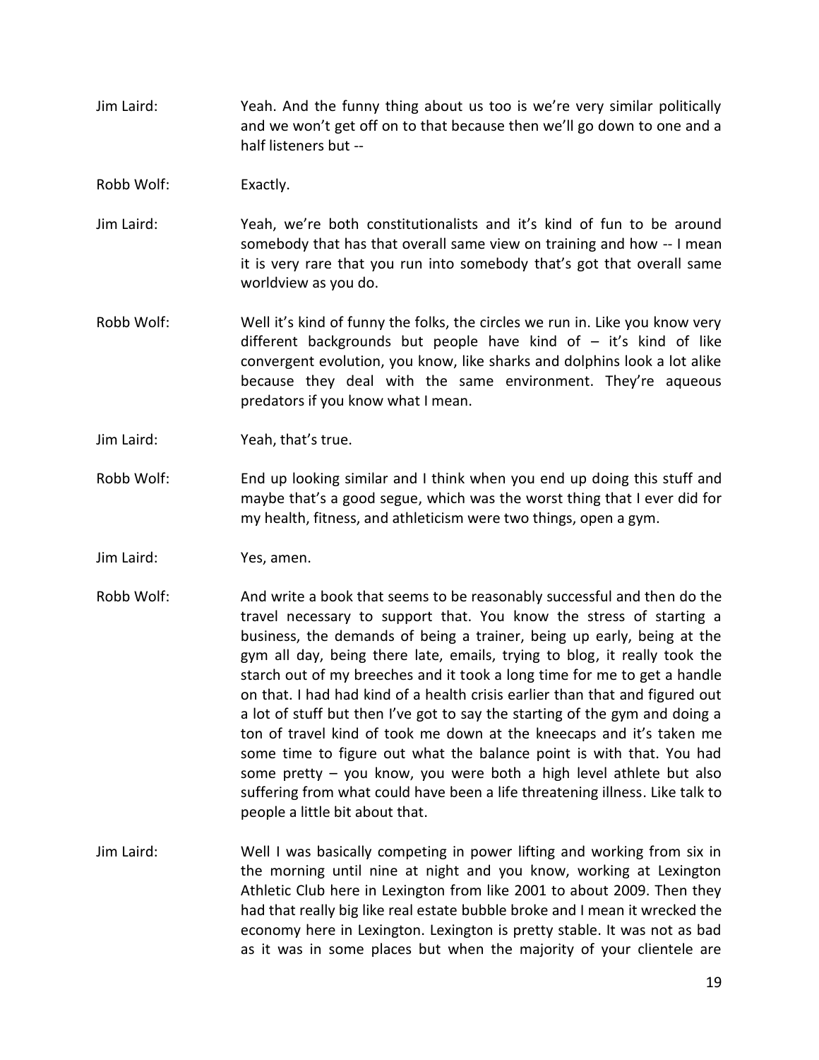Jim Laird: Yeah. And the funny thing about us too is we're very similar politically and we won't get off on to that because then we'll go down to one and a half listeners but --

Robb Wolf: Exactly.

Jim Laird: Yeah, we're both constitutionalists and it's kind of fun to be around somebody that has that overall same view on training and how -- I mean it is very rare that you run into somebody that's got that overall same worldview as you do.

Robb Wolf: Well it's kind of funny the folks, the circles we run in. Like you know very different backgrounds but people have kind of – it's kind of like convergent evolution, you know, like sharks and dolphins look a lot alike because they deal with the same environment. They're aqueous predators if you know what I mean.

Jim Laird: Yeah, that's true.

Robb Wolf: End up looking similar and I think when you end up doing this stuff and maybe that's a good segue, which was the worst thing that I ever did for my health, fitness, and athleticism were two things, open a gym.

Jim Laird: Yes, amen.

Robb Wolf: And write a book that seems to be reasonably successful and then do the travel necessary to support that. You know the stress of starting a business, the demands of being a trainer, being up early, being at the gym all day, being there late, emails, trying to blog, it really took the starch out of my breeches and it took a long time for me to get a handle on that. I had had kind of a health crisis earlier than that and figured out a lot of stuff but then I've got to say the starting of the gym and doing a ton of travel kind of took me down at the kneecaps and it's taken me some time to figure out what the balance point is with that. You had some pretty – you know, you were both a high level athlete but also suffering from what could have been a life threatening illness. Like talk to people a little bit about that.

Jim Laird: Well I was basically competing in power lifting and working from six in the morning until nine at night and you know, working at Lexington Athletic Club here in Lexington from like 2001 to about 2009. Then they had that really big like real estate bubble broke and I mean it wrecked the economy here in Lexington. Lexington is pretty stable. It was not as bad as it was in some places but when the majority of your clientele are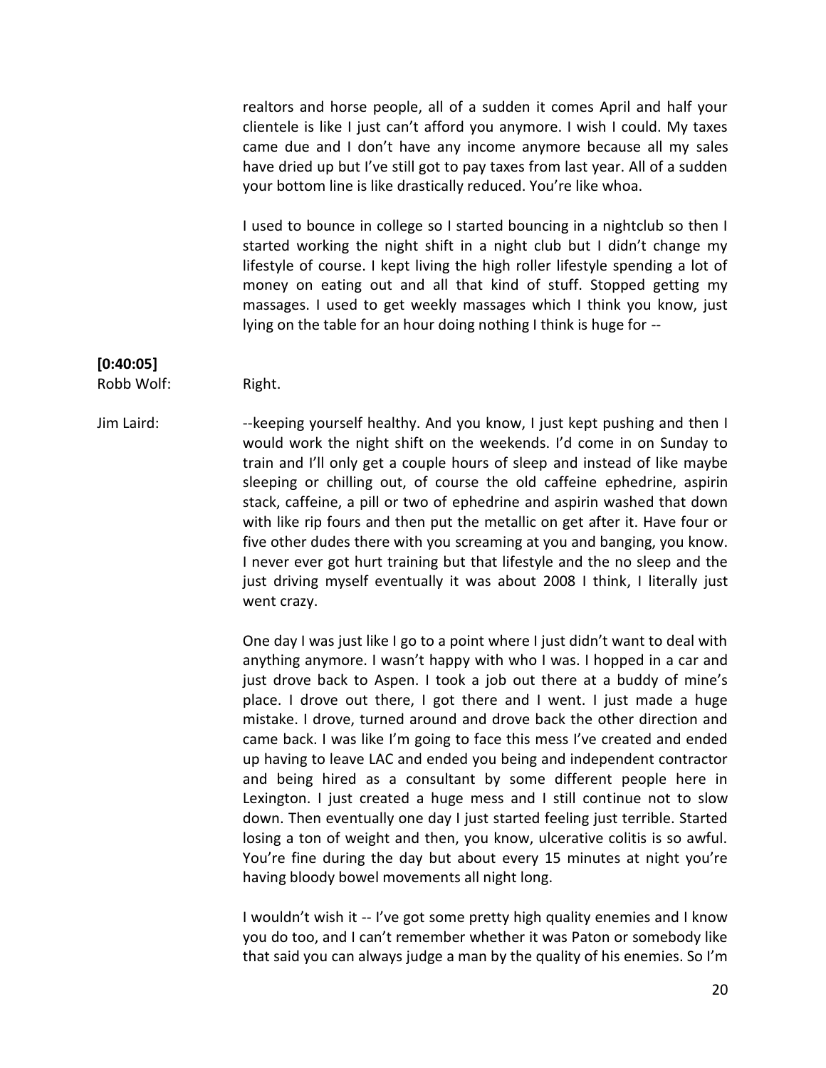realtors and horse people, all of a sudden it comes April and half your clientele is like I just can't afford you anymore. I wish I could. My taxes came due and I don't have any income anymore because all my sales have dried up but I've still got to pay taxes from last year. All of a sudden your bottom line is like drastically reduced. You're like whoa.

I used to bounce in college so I started bouncing in a nightclub so then I started working the night shift in a night club but I didn't change my lifestyle of course. I kept living the high roller lifestyle spending a lot of money on eating out and all that kind of stuff. Stopped getting my massages. I used to get weekly massages which I think you know, just lying on the table for an hour doing nothing I think is huge for --

**[0:40:05]**

Robb Wolf: Right.

Jim Laird: --keeping yourself healthy. And you know, I just kept pushing and then I would work the night shift on the weekends. I'd come in on Sunday to train and I'll only get a couple hours of sleep and instead of like maybe sleeping or chilling out, of course the old caffeine ephedrine, aspirin stack, caffeine, a pill or two of ephedrine and aspirin washed that down with like rip fours and then put the metallic on get after it. Have four or five other dudes there with you screaming at you and banging, you know. I never ever got hurt training but that lifestyle and the no sleep and the just driving myself eventually it was about 2008 I think, I literally just went crazy.

One day I was just like I go to a point where I just didn't want to deal with anything anymore. I wasn't happy with who I was. I hopped in a car and just drove back to Aspen. I took a job out there at a buddy of mine's place. I drove out there, I got there and I went. I just made a huge mistake. I drove, turned around and drove back the other direction and came back. I was like I'm going to face this mess I've created and ended up having to leave LAC and ended you being and independent contractor and being hired as a consultant by some different people here in Lexington. I just created a huge mess and I still continue not to slow down. Then eventually one day I just started feeling just terrible. Started losing a ton of weight and then, you know, ulcerative colitis is so awful. You're fine during the day but about every 15 minutes at night you're having bloody bowel movements all night long.

I wouldn't wish it -- I've got some pretty high quality enemies and I know you do too, and I can't remember whether it was Paton or somebody like that said you can always judge a man by the quality of his enemies. So I'm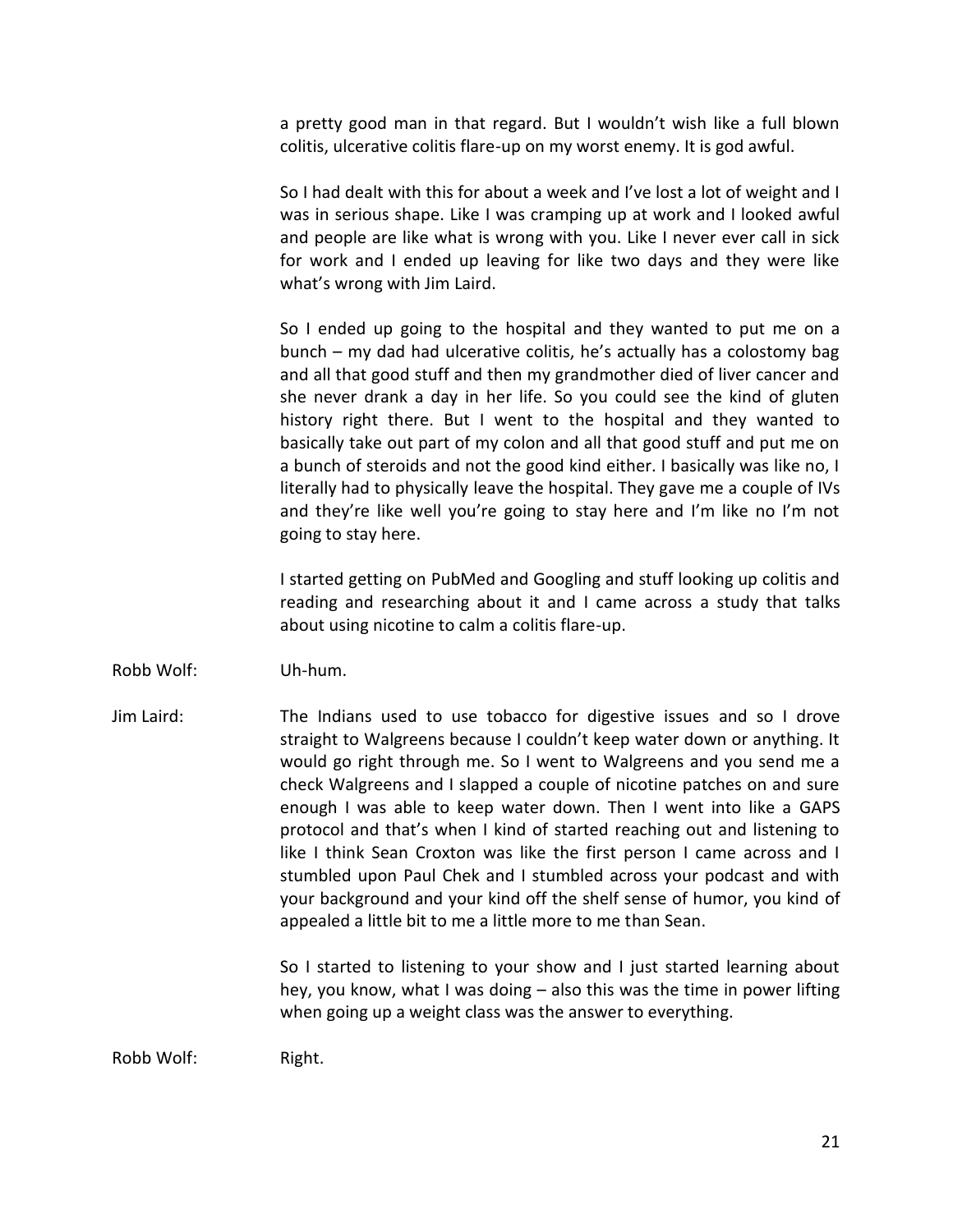a pretty good man in that regard. But I wouldn't wish like a full blown colitis, ulcerative colitis flare-up on my worst enemy. It is god awful.

So I had dealt with this for about a week and I've lost a lot of weight and I was in serious shape. Like I was cramping up at work and I looked awful and people are like what is wrong with you. Like I never ever call in sick for work and I ended up leaving for like two days and they were like what's wrong with Jim Laird.

So I ended up going to the hospital and they wanted to put me on a bunch – my dad had ulcerative colitis, he's actually has a colostomy bag and all that good stuff and then my grandmother died of liver cancer and she never drank a day in her life. So you could see the kind of gluten history right there. But I went to the hospital and they wanted to basically take out part of my colon and all that good stuff and put me on a bunch of steroids and not the good kind either. I basically was like no, I literally had to physically leave the hospital. They gave me a couple of IVs and they're like well you're going to stay here and I'm like no I'm not going to stay here.

I started getting on PubMed and Googling and stuff looking up colitis and reading and researching about it and I came across a study that talks about using nicotine to calm a colitis flare-up.

Robb Wolf: Uh-hum.

Jim Laird: The Indians used to use tobacco for digestive issues and so I drove straight to Walgreens because I couldn't keep water down or anything. It would go right through me. So I went to Walgreens and you send me a check Walgreens and I slapped a couple of nicotine patches on and sure enough I was able to keep water down. Then I went into like a GAPS protocol and that's when I kind of started reaching out and listening to like I think Sean Croxton was like the first person I came across and I stumbled upon Paul Chek and I stumbled across your podcast and with your background and your kind off the shelf sense of humor, you kind of appealed a little bit to me a little more to me than Sean.

So I started to listening to your show and I just started learning about hey, you know, what I was doing – also this was the time in power lifting when going up a weight class was the answer to everything.

Robb Wolf: Right.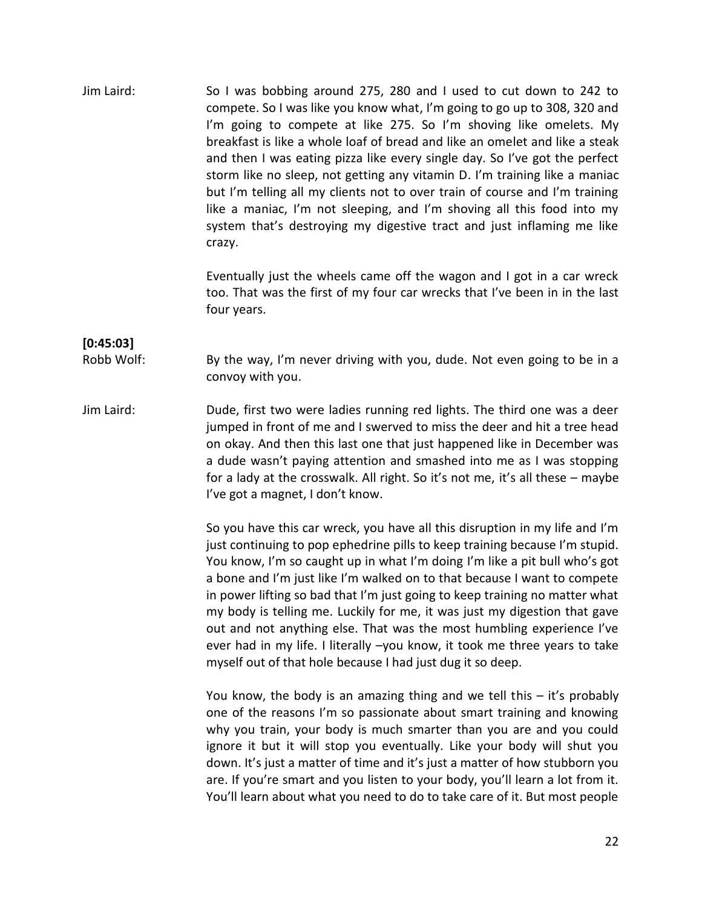Jim Laird: So I was bobbing around 275, 280 and I used to cut down to 242 to compete. So I was like you know what, I'm going to go up to 308, 320 and I'm going to compete at like 275. So I'm shoving like omelets. My breakfast is like a whole loaf of bread and like an omelet and like a steak and then I was eating pizza like every single day. So I've got the perfect storm like no sleep, not getting any vitamin D. I'm training like a maniac but I'm telling all my clients not to over train of course and I'm training like a maniac, I'm not sleeping, and I'm shoving all this food into my system that's destroying my digestive tract and just inflaming me like crazy.

Eventually just the wheels came off the wagon and I got in a car wreck too. That was the first of my four car wrecks that I've been in in the last four years.

**[0:45:03]**

Robb Wolf: By the way, I'm never driving with you, dude. Not even going to be in a convoy with you.

Jim Laird: Dude, first two were ladies running red lights. The third one was a deer jumped in front of me and I swerved to miss the deer and hit a tree head on okay. And then this last one that just happened like in December was a dude wasn't paying attention and smashed into me as I was stopping for a lady at the crosswalk. All right. So it's not me, it's all these – maybe I've got a magnet, I don't know.

So you have this car wreck, you have all this disruption in my life and I'm just continuing to pop ephedrine pills to keep training because I'm stupid. You know, I'm so caught up in what I'm doing I'm like a pit bull who's got a bone and I'm just like I'm walked on to that because I want to compete in power lifting so bad that I'm just going to keep training no matter what my body is telling me. Luckily for me, it was just my digestion that gave out and not anything else. That was the most humbling experience I've ever had in my life. I literally –you know, it took me three years to take myself out of that hole because I had just dug it so deep.

You know, the body is an amazing thing and we tell this – it's probably one of the reasons I'm so passionate about smart training and knowing why you train, your body is much smarter than you are and you could ignore it but it will stop you eventually. Like your body will shut you down. It's just a matter of time and it's just a matter of how stubborn you are. If you're smart and you listen to your body, you'll learn a lot from it. You'll learn about what you need to do to take care of it. But most people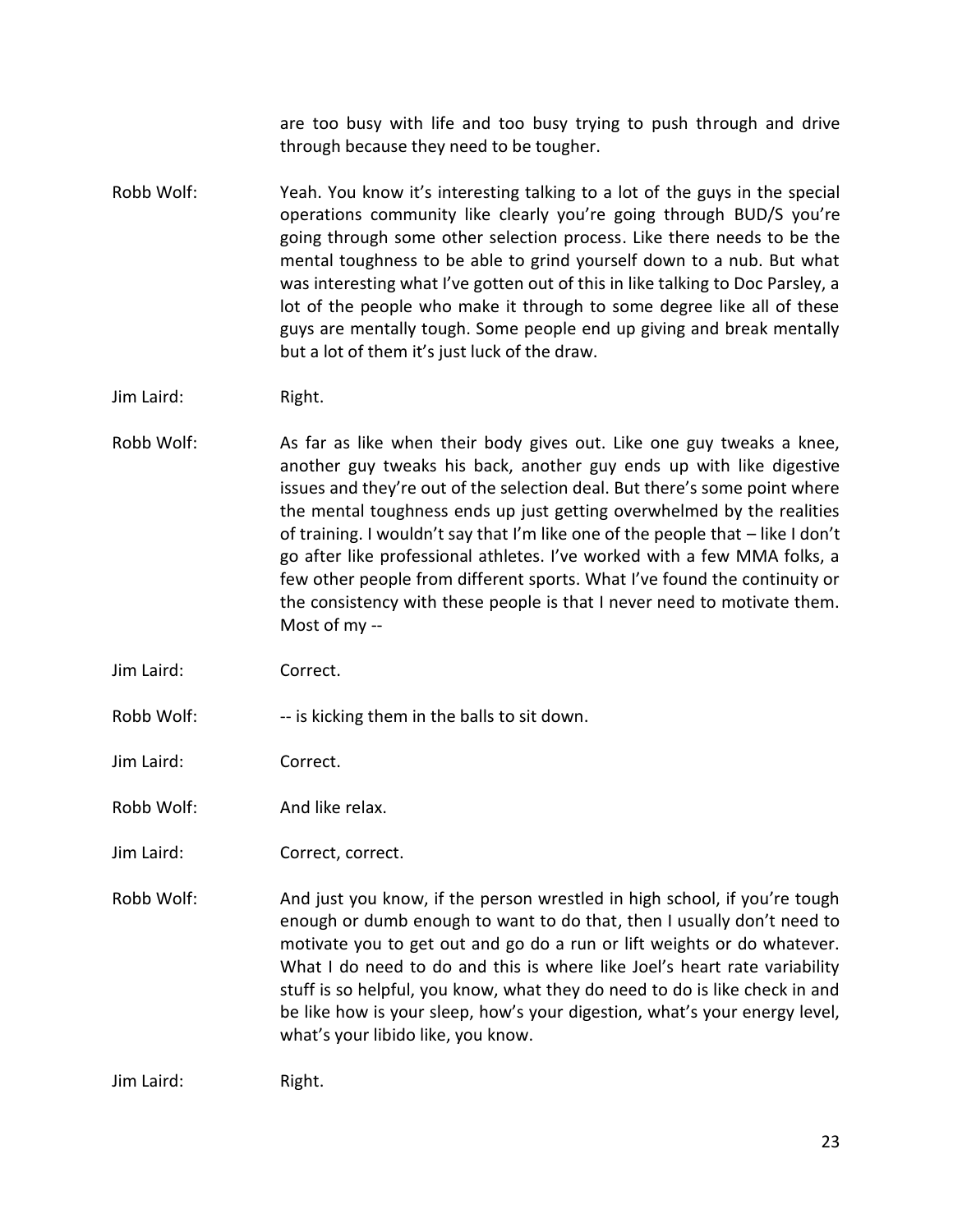are too busy with life and too busy trying to push through and drive through because they need to be tougher.

Robb Wolf: Yeah. You know it's interesting talking to a lot of the guys in the special operations community like clearly you're going through BUD/S you're going through some other selection process. Like there needs to be the mental toughness to be able to grind yourself down to a nub. But what was interesting what I've gotten out of this in like talking to Doc Parsley, a lot of the people who make it through to some degree like all of these guys are mentally tough. Some people end up giving and break mentally but a lot of them it's just luck of the draw.

Jim Laird: Right.

Robb Wolf: As far as like when their body gives out. Like one guy tweaks a knee, another guy tweaks his back, another guy ends up with like digestive issues and they're out of the selection deal. But there's some point where the mental toughness ends up just getting overwhelmed by the realities of training. I wouldn't say that I'm like one of the people that – like I don't go after like professional athletes. I've worked with a few MMA folks, a few other people from different sports. What I've found the continuity or the consistency with these people is that I never need to motivate them. Most of my --

Jim Laird: Correct.

Robb Wolf: -- is kicking them in the balls to sit down.

Jim Laird: Correct.

Robb Wolf: And like relax.

Jim Laird: Correct, correct.

Robb Wolf: And just you know, if the person wrestled in high school, if you're tough enough or dumb enough to want to do that, then I usually don't need to motivate you to get out and go do a run or lift weights or do whatever. What I do need to do and this is where like Joel's heart rate variability stuff is so helpful, you know, what they do need to do is like check in and be like how is your sleep, how's your digestion, what's your energy level, what's your libido like, you know.

Jim Laird: Right.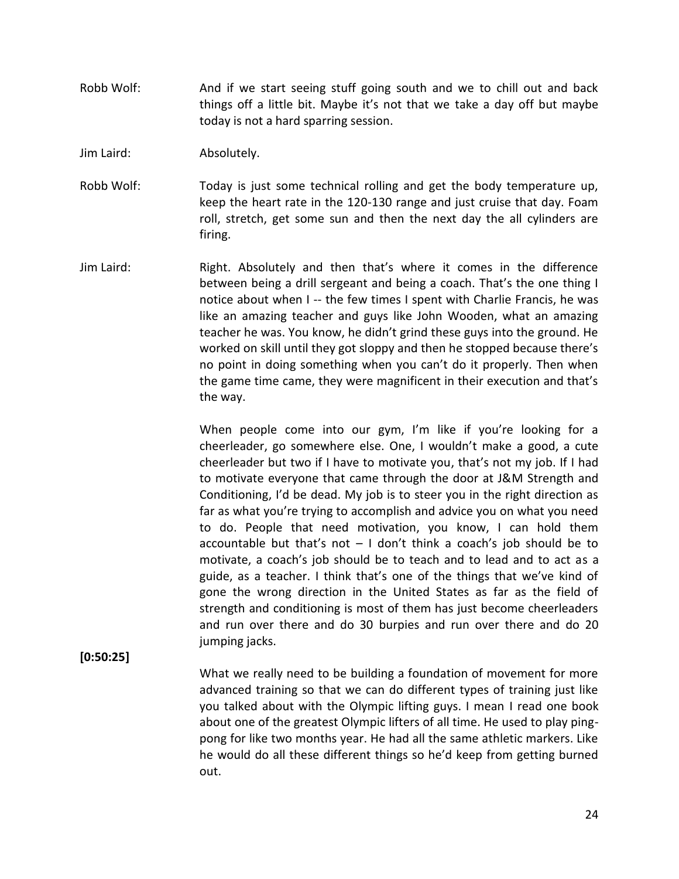Robb Wolf: And if we start seeing stuff going south and we to chill out and back things off a little bit. Maybe it's not that we take a day off but maybe today is not a hard sparring session.

Jim Laird: Absolutely.

Robb Wolf: Today is just some technical rolling and get the body temperature up, keep the heart rate in the 120-130 range and just cruise that day. Foam roll, stretch, get some sun and then the next day the all cylinders are firing.

Jim Laird: Right. Absolutely and then that's where it comes in the difference between being a drill sergeant and being a coach. That's the one thing I notice about when I -- the few times I spent with Charlie Francis, he was like an amazing teacher and guys like John Wooden, what an amazing teacher he was. You know, he didn't grind these guys into the ground. He worked on skill until they got sloppy and then he stopped because there's no point in doing something when you can't do it properly. Then when the game time came, they were magnificent in their execution and that's the way.

When people come into our gym, I'm like if you're looking for a cheerleader, go somewhere else. One, I wouldn't make a good, a cute cheerleader but two if I have to motivate you, that's not my job. If I had to motivate everyone that came through the door at J&M Strength and Conditioning, I'd be dead. My job is to steer you in the right direction as far as what you're trying to accomplish and advice you on what you need to do. People that need motivation, you know, I can hold them accountable but that's not – I don't think a coach's job should be to motivate, a coach's job should be to teach and to lead and to act as a guide, as a teacher. I think that's one of the things that we've kind of gone the wrong direction in the United States as far as the field of strength and conditioning is most of them has just become cheerleaders and run over there and do 30 burpies and run over there and do 20 jumping jacks.

**[0:50:25]**

What we really need to be building a foundation of movement for more advanced training so that we can do different types of training just like you talked about with the Olympic lifting guys. I mean I read one book about one of the greatest Olympic lifters of all time. He used to play ping-pong for like two months year. He had all the same athletic markers. Like he would do all these different things so he'd keep from getting burned out.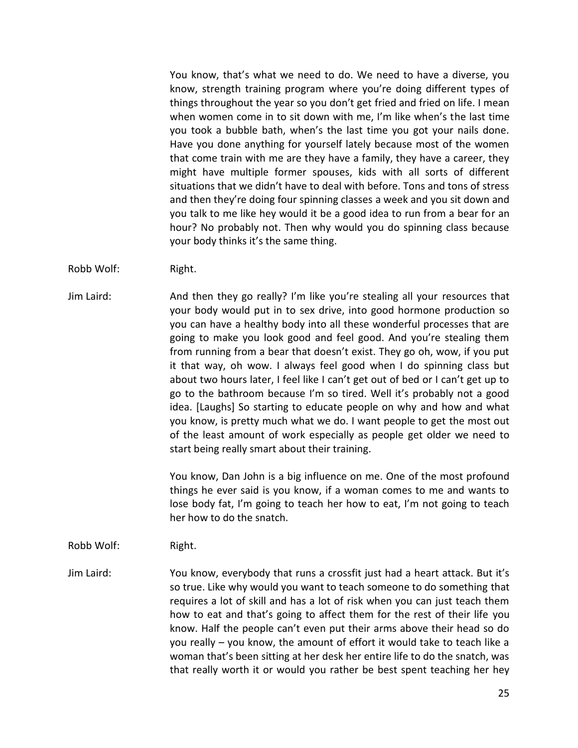You know, that's what we need to do. We need to have a diverse, you know, strength training program where you're doing different types of things throughout the year so you don't get fried and fried on life. I mean when women come in to sit down with me, I'm like when's the last time you took a bubble bath, when's the last time you got your nails done. Have you done anything for yourself lately because most of the women that come train with me are they have a family, they have a career, they might have multiple former spouses, kids with all sorts of different situations that we didn't have to deal with before. Tons and tons of stress and then they're doing four spinning classes a week and you sit down and you talk to me like hey would it be a good idea to run from a bear for an hour? No probably not. Then why would you do spinning class because your body thinks it's the same thing.

Robb Wolf: Right.

Jim Laird: And then they go really? I'm like you're stealing all your resources that your body would put in to sex drive, into good hormone production so you can have a healthy body into all these wonderful processes that are going to make you look good and feel good. And you're stealing them from running from a bear that doesn't exist. They go oh, wow, if you put it that way, oh wow. I always feel good when I do spinning class but about two hours later, I feel like I can't get out of bed or I can't get up to go to the bathroom because I'm so tired. Well it's probably not a good idea. [Laughs] So starting to educate people on why and how and what you know, is pretty much what we do. I want people to get the most out of the least amount of work especially as people get older we need to start being really smart about their training.

You know, Dan John is a big influence on me. One of the most profound things he ever said is you know, if a woman comes to me and wants to lose body fat, I'm going to teach her how to eat, I'm not going to teach her how to do the snatch.

Robb Wolf: Right.

Jim Laird: You know, everybody that runs a crossfit just had a heart attack. But it's so true. Like why would you want to teach someone to do something that requires a lot of skill and has a lot of risk when you can just teach them how to eat and that's going to affect them for the rest of their life you know. Half the people can't even put their arms above their head so do you really – you know, the amount of effort it would take to teach like a woman that's been sitting at her desk her entire life to do the snatch, was that really worth it or would you rather be best spent teaching her hey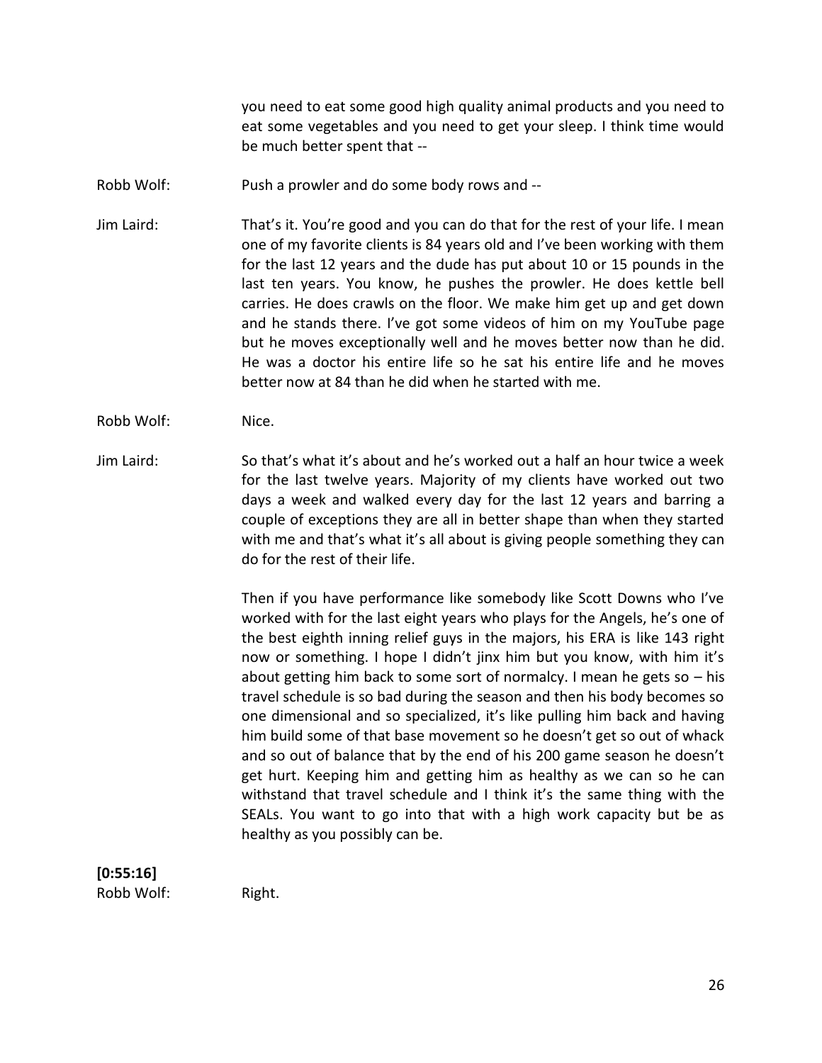you need to eat some good high quality animal products and you need to eat some vegetables and you need to get your sleep. I think time would be much better spent that --

Robb Wolf: Push a prowler and do some body rows and --

Jim Laird: That's it. You're good and you can do that for the rest of your life. I mean one of my favorite clients is 84 years old and I've been working with them for the last 12 years and the dude has put about 10 or 15 pounds in the last ten years. You know, he pushes the prowler. He does kettle bell carries. He does crawls on the floor. We make him get up and get down and he stands there. I've got some videos of him on my YouTube page but he moves exceptionally well and he moves better now than he did. He was a doctor his entire life so he sat his entire life and he moves better now at 84 than he did when he started with me.

Robb Wolf: Nice.

Jim Laird: So that's what it's about and he's worked out a half an hour twice a week for the last twelve years. Majority of my clients have worked out two days a week and walked every day for the last 12 years and barring a couple of exceptions they are all in better shape than when they started with me and that's what it's all about is giving people something they can do for the rest of their life.

Then if you have performance like somebody like Scott Downs who I've worked with for the last eight years who plays for the Angels, he's one of the best eighth inning relief guys in the majors, his ERA is like 143 right now or something. I hope I didn't jinx him but you know, with him it's about getting him back to some sort of normalcy. I mean he gets so – his travel schedule is so bad during the season and then his body becomes so one dimensional and so specialized, it's like pulling him back and having him build some of that base movement so he doesn't get so out of whack and so out of balance that by the end of his 200 game season he doesn't get hurt. Keeping him and getting him as healthy as we can so he can withstand that travel schedule and I think it's the same thing with the SEALs. You want to go into that with a high work capacity but be as healthy as you possibly can be.

**[0:55:16]**

Robb Wolf: Right.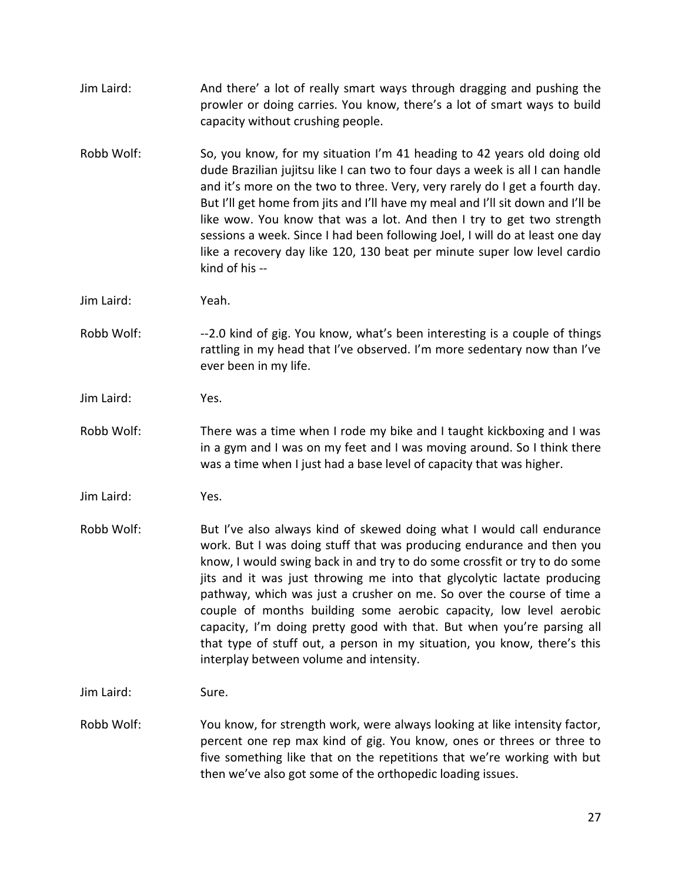Jim Laird: And there' a lot of really smart ways through dragging and pushing the prowler or doing carries. You know, there's a lot of smart ways to build capacity without crushing people.

Robb Wolf: So, you know, for my situation I'm 41 heading to 42 years old doing old dude Brazilian jujitsu like I can two to four days a week is all I can handle and it's more on the two to three. Very, very rarely do I get a fourth day. But I'll get home from jits and I'll have my meal and I'll sit down and I'll be like wow. You know that was a lot. And then I try to get two strength sessions a week. Since I had been following Joel, I will do at least one day like a recovery day like 120, 130 beat per minute super low level cardio kind of his --

Jim Laird: Yeah.

Robb Wolf: --2.0 kind of gig. You know, what's been interesting is a couple of things rattling in my head that I've observed. I'm more sedentary now than I've ever been in my life.

Jim Laird: Yes.

Robb Wolf: There was a time when I rode my bike and I taught kickboxing and I was in a gym and I was on my feet and I was moving around. So I think there was a time when I just had a base level of capacity that was higher.

Jim Laird: Yes.

Robb Wolf: But I've also always kind of skewed doing what I would call endurance work. But I was doing stuff that was producing endurance and then you know, I would swing back in and try to do some crossfit or try to do some jits and it was just throwing me into that glycolytic lactate producing pathway, which was just a crusher on me. So over the course of time a couple of months building some aerobic capacity, low level aerobic capacity, I'm doing pretty good with that. But when you're parsing all that type of stuff out, a person in my situation, you know, there's this interplay between volume and intensity.

Jim Laird: Sure.

Robb Wolf: You know, for strength work, were always looking at like intensity factor, percent one rep max kind of gig. You know, ones or threes or three to five something like that on the repetitions that we're working with but then we've also got some of the orthopedic loading issues.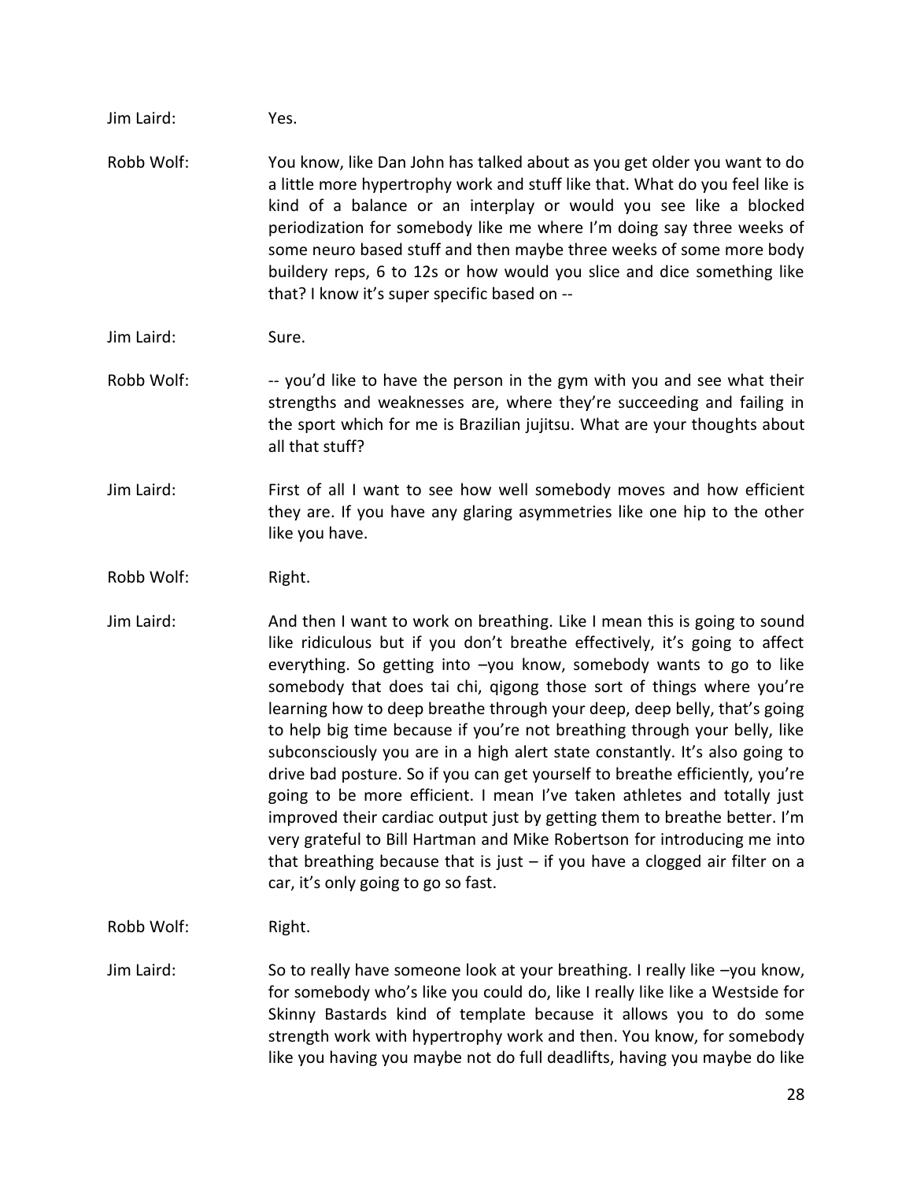Jim Laird: Yes.

Robb Wolf: You know, like Dan John has talked about as you get older you want to do a little more hypertrophy work and stuff like that. What do you feel like is kind of a balance or an interplay or would you see like a blocked periodization for somebody like me where I'm doing say three weeks of some neuro based stuff and then maybe three weeks of some more body buildery reps, 6 to 12s or how would you slice and dice something like that? I know it's super specific based on --

Jim Laird: Sure.

Robb Wolf: -- you'd like to have the person in the gym with you and see what their strengths and weaknesses are, where they're succeeding and failing in the sport which for me is Brazilian jujitsu. What are your thoughts about all that stuff?

Jim Laird: First of all I want to see how well somebody moves and how efficient they are. If you have any glaring asymmetries like one hip to the other like you have.

Robb Wolf: Right.

Jim Laird: And then I want to work on breathing. Like I mean this is going to sound like ridiculous but if you don't breathe effectively, it's going to affect everything. So getting into –you know, somebody wants to go to like somebody that does tai chi, qigong those sort of things where you're learning how to deep breathe through your deep, deep belly, that's going to help big time because if you're not breathing through your belly, like subconsciously you are in a high alert state constantly. It's also going to drive bad posture. So if you can get yourself to breathe efficiently, you're going to be more efficient. I mean I've taken athletes and totally just improved their cardiac output just by getting them to breathe better. I'm very grateful to Bill Hartman and Mike Robertson for introducing me into that breathing because that is just – if you have a clogged air filter on a car, it's only going to go so fast.

Robb Wolf: Right.

Jim Laird: So to really have someone look at your breathing. I really like –you know, for somebody who's like you could do, like I really like like a Westside for Skinny Bastards kind of template because it allows you to do some strength work with hypertrophy work and then. You know, for somebody like you having you maybe not do full deadlifts, having you maybe do like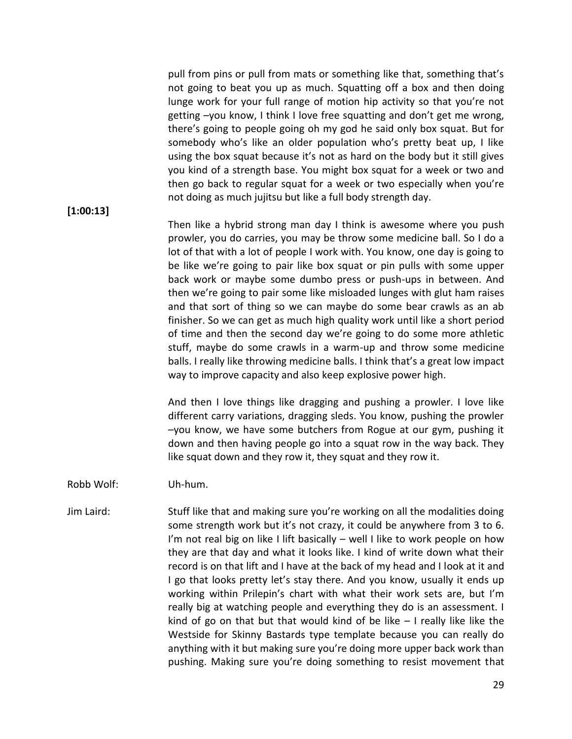pull from pins or pull from mats or something like that, something that's not going to beat you up as much. Squatting off a box and then doing lunge work for your full range of motion hip activity so that you're not getting –you know, I think I love free squatting and don't get me wrong, there's going to people going oh my god he said only box squat. But for somebody who's like an older population who's pretty beat up, I like using the box squat because it's not as hard on the body but it still gives you kind of a strength base. You might box squat for a week or two and then go back to regular squat for a week or two especially when you're not doing as much jujitsu but like a full body strength day.

**[1:00:13]**

Then like a hybrid strong man day I think is awesome where you push prowler, you do carries, you may be throw some medicine ball. So I do a lot of that with a lot of people I work with. You know, one day is going to be like we're going to pair like box squat or pin pulls with some upper back work or maybe some dumbo press or push-ups in between. And then we're going to pair some like misloaded lunges with glut ham raises and that sort of thing so we can maybe do some bear crawls as an ab finisher. So we can get as much high quality work until like a short period of time and then the second day we're going to do some more athletic stuff, maybe do some crawls in a warm-up and throw some medicine balls. I really like throwing medicine balls. I think that's a great low impact way to improve capacity and also keep explosive power high.

And then I love things like dragging and pushing a prowler. I love like different carry variations, dragging sleds. You know, pushing the prowler –you know, we have some butchers from Rogue at our gym, pushing it down and then having people go into a squat row in the way back. They like squat down and they row it, they squat and they row it.

Robb Wolf: Uh-hum.

Jim Laird: Stuff like that and making sure you're working on all the modalities doing some strength work but it's not crazy, it could be anywhere from 3 to 6. I'm not real big on like I lift basically – well I like to work people on how they are that day and what it looks like. I kind of write down what their record is on that lift and I have at the back of my head and I look at it and I go that looks pretty let's stay there. And you know, usually it ends up working within Prilepin's chart with what their work sets are, but I'm really big at watching people and everything they do is an assessment. I kind of go on that but that would kind of be like – I really like like the Westside for Skinny Bastards type template because you can really do anything with it but making sure you're doing more upper back work than pushing. Making sure you're doing something to resist movement that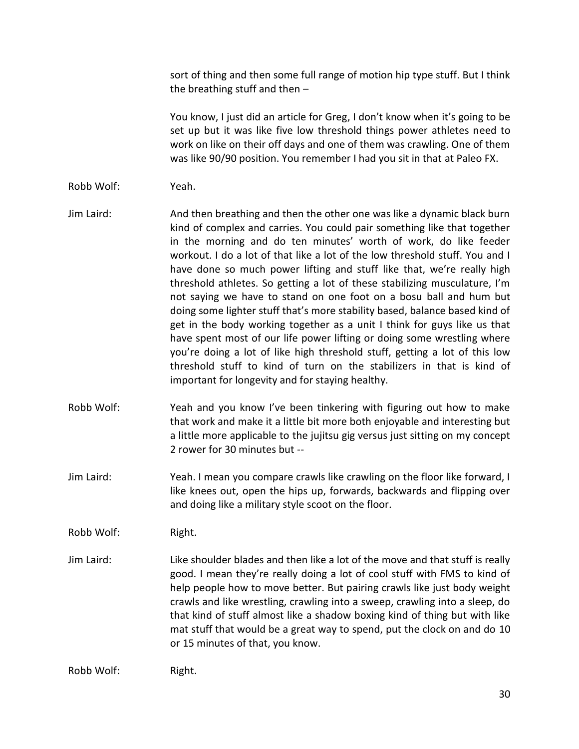sort of thing and then some full range of motion hip type stuff. But I think the breathing stuff and then –

You know, I just did an article for Greg, I don't know when it's going to be set up but it was like five low threshold things power athletes need to work on like on their off days and one of them was crawling. One of them was like 90/90 position. You remember I had you sit in that at Paleo FX.

Robb Wolf: Yeah.

Jim Laird: And then breathing and then the other one was like a dynamic black burn kind of complex and carries. You could pair something like that together in the morning and do ten minutes' worth of work, do like feeder workout. I do a lot of that like a lot of the low threshold stuff. You and I have done so much power lifting and stuff like that, we're really high threshold athletes. So getting a lot of these stabilizing musculature, I'm not saying we have to stand on one foot on a bosu ball and hum but doing some lighter stuff that's more stability based, balance based kind of get in the body working together as a unit I think for guys like us that have spent most of our life power lifting or doing some wrestling where you're doing a lot of like high threshold stuff, getting a lot of this low threshold stuff to kind of turn on the stabilizers in that is kind of important for longevity and for staying healthy.

Robb Wolf: Yeah and you know I've been tinkering with figuring out how to make that work and make it a little bit more both enjoyable and interesting but a little more applicable to the jujitsu gig versus just sitting on my concept 2 rower for 30 minutes but --

Jim Laird: Yeah. I mean you compare crawls like crawling on the floor like forward, I like knees out, open the hips up, forwards, backwards and flipping over and doing like a military style scoot on the floor.

Robb Wolf: Right.

Jim Laird: Like shoulder blades and then like a lot of the move and that stuff is really good. I mean they're really doing a lot of cool stuff with FMS to kind of help people how to move better. But pairing crawls like just body weight crawls and like wrestling, crawling into a sweep, crawling into a sleep, do that kind of stuff almost like a shadow boxing kind of thing but with like mat stuff that would be a great way to spend, put the clock on and do 10 or 15 minutes of that, you know.

Robb Wolf: Right.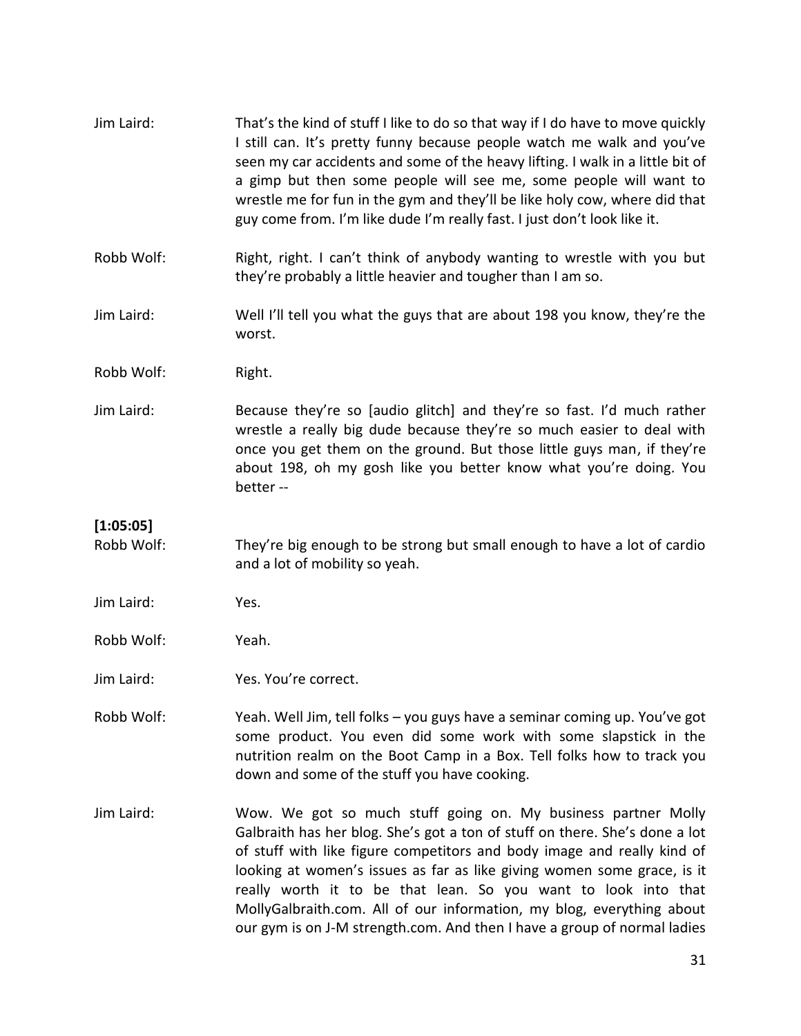Jim Laird: That's the kind of stuff I like to do so that way if I do have to move quickly I still can. It's pretty funny because people watch me walk and you've seen my car accidents and some of the heavy lifting. I walk in a little bit of a gimp but then some people will see me, some people will want to wrestle me for fun in the gym and they'll be like holy cow, where did that guy come from. I'm like dude I'm really fast. I just don't look like it.

Robb Wolf: Right, right. I can't think of anybody wanting to wrestle with you but they're probably a little heavier and tougher than I am so.

Jim Laird: Well I'll tell you what the guys that are about 198 you know, they're the worst.

Robb Wolf: Right.

Jim Laird: Because they're so [audio glitch] and they're so fast. I'd much rather wrestle a really big dude because they're so much easier to deal with once you get them on the ground. But those little guys man, if they're about 198, oh my gosh like you better know what you're doing. You better --

**[1:05:05]**

Robb Wolf: They're big enough to be strong but small enough to have a lot of cardio and a lot of mobility so yeah.

Jim Laird: Yes.

Robb Wolf: Yeah.

Jim Laird: Yes. You're correct.

Robb Wolf: Yeah. Well Jim, tell folks – you guys have a seminar coming up. You've got some product. You even did some work with some slapstick in the nutrition realm on the Boot Camp in a Box. Tell folks how to track you down and some of the stuff you have cooking.

Jim Laird: Wow. We got so much stuff going on. My business partner Molly Galbraith has her blog. She's got a ton of stuff on there. She's done a lot of stuff with like figure competitors and body image and really kind of looking at women's issues as far as like giving women some grace, is it really worth it to be that lean. So you want to look into that MollyGalbraith.com. All of our information, my blog, everything about our gym is on J-M strength.com. And then I have a group of normal ladies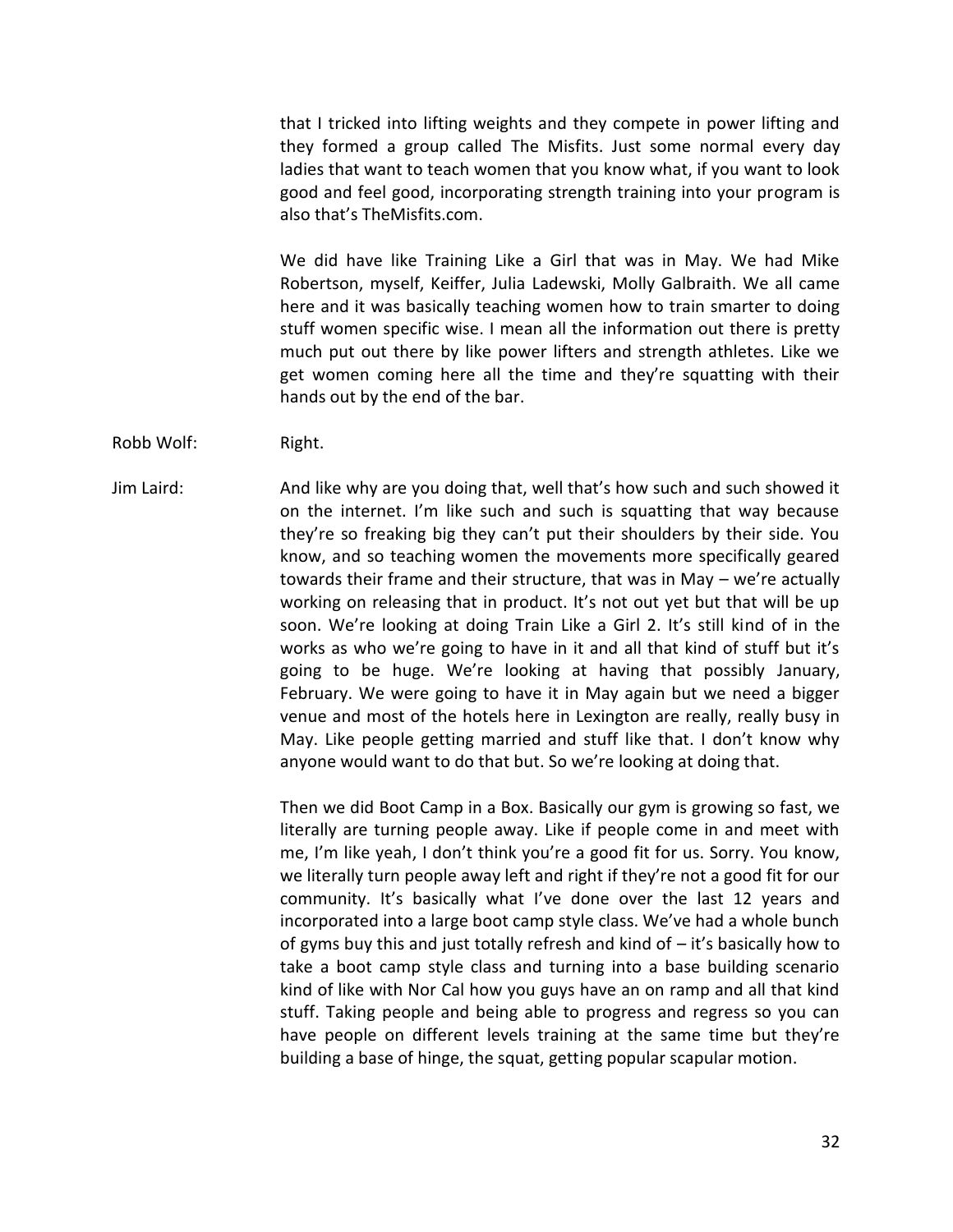that I tricked into lifting weights and they compete in power lifting and they formed a group called The Misfits. Just some normal every day ladies that want to teach women that you know what, if you want to look good and feel good, incorporating strength training into your program is also that's TheMisfits.com.

We did have like Training Like a Girl that was in May. We had Mike Robertson, myself, Keiffer, Julia Ladewski, Molly Galbraith. We all came here and it was basically teaching women how to train smarter to doing stuff women specific wise. I mean all the information out there is pretty much put out there by like power lifters and strength athletes. Like we get women coming here all the time and they're squatting with their hands out by the end of the bar.

Robb Wolf: Right.

Jim Laird: And like why are you doing that, well that's how such and such showed it on the internet. I'm like such and such is squatting that way because they're so freaking big they can't put their shoulders by their side. You know, and so teaching women the movements more specifically geared towards their frame and their structure, that was in May – we're actually working on releasing that in product. It's not out yet but that will be up soon. We're looking at doing Train Like a Girl 2. It's still kind of in the works as who we're going to have in it and all that kind of stuff but it's going to be huge. We're looking at having that possibly January, February. We were going to have it in May again but we need a bigger venue and most of the hotels here in Lexington are really, really busy in May. Like people getting married and stuff like that. I don't know why anyone would want to do that but. So we're looking at doing that.

Then we did Boot Camp in a Box. Basically our gym is growing so fast, we literally are turning people away. Like if people come in and meet with me, I'm like yeah, I don't think you're a good fit for us. Sorry. You know, we literally turn people away left and right if they're not a good fit for our community. It's basically what I've done over the last 12 years and incorporated into a large boot camp style class. We've had a whole bunch of gyms buy this and just totally refresh and kind of – it's basically how to take a boot camp style class and turning into a base building scenario kind of like with Nor Cal how you guys have an on ramp and all that kind stuff. Taking people and being able to progress and regress so you can have people on different levels training at the same time but they're building a base of hinge, the squat, getting popular scapular motion.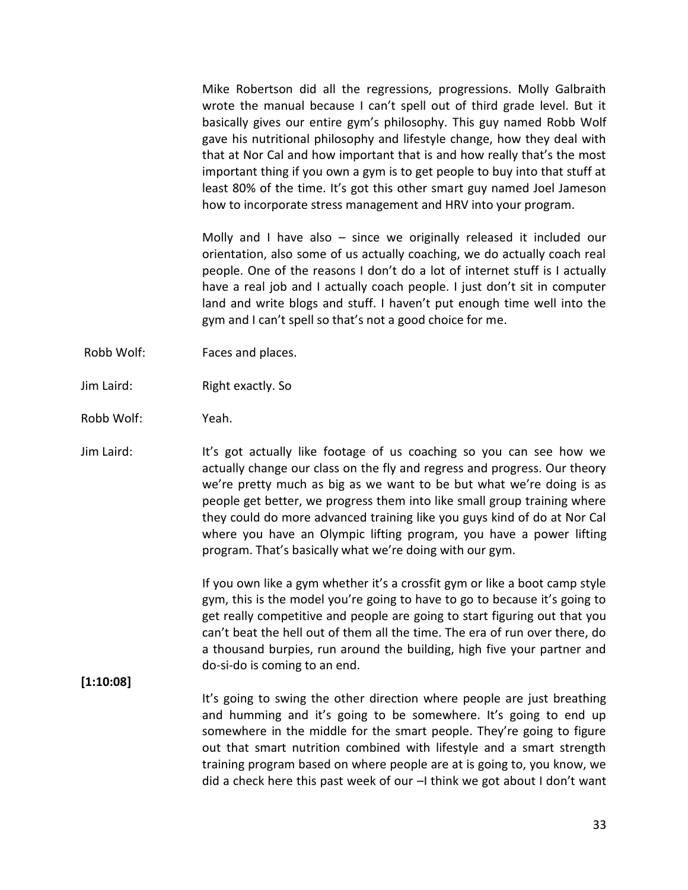Mike Robertson did all the regressions, progressions. Molly Galbraith wrote the manual because I can't spell out of third grade level. But it basically gives our entire gym's philosophy. This guy named Robb Wolf gave his nutritional philosophy and lifestyle change, how they deal with that at Nor Cal and how important that is and how really that's the most important thing if you own a gym is to get people to buy into that stuff at least 80% of the time. It's got this other smart guy named Joel Jameson how to incorporate stress management and HRV into your program.

Molly and I have also – since we originally released it included our orientation, also some of us actually coaching, we do actually coach real people. One of the reasons I don't do a lot of internet stuff is I actually have a real job and I actually coach people. I just don't sit in computer land and write blogs and stuff. I haven't put enough time well into the gym and I can't spell so that's not a good choice for me.

**Robb Wolf:** Faces and places.

**Jim Laird:** Right exactly. So

**Robb Wolf:** Yeah.

**Jim Laird:** It's got actually like footage of us coaching so you can see how we actually change our class on the fly and regress and progress. Our theory we're pretty much as big as we want to be but what we're doing is as people get better, we progress them into like small group training where they could do more advanced training like you guys kind of do at Nor Cal where you have an Olympic lifting program, you have a power lifting program. That's basically what we're doing with our gym.

If you own like a gym whether it's a crossfit gym or like a boot camp style gym, this is the model you're going to have to go to because it's going to get really competitive and people are going to start figuring out that you can't beat the hell out of them all the time. The era of run over there, do a thousand burpies, run around the building, high five your partner and do-si-do is coming to an end.

**[1:10:08]**

It's going to swing the other direction where people are just breathing and humming and it's going to be somewhere. It's going to end up somewhere in the middle for the smart people. They're going to figure out that smart nutrition combined with lifestyle and a smart strength training program based on where people are at is going to, you know, we did a check here this past week of our –I think we got about I don't want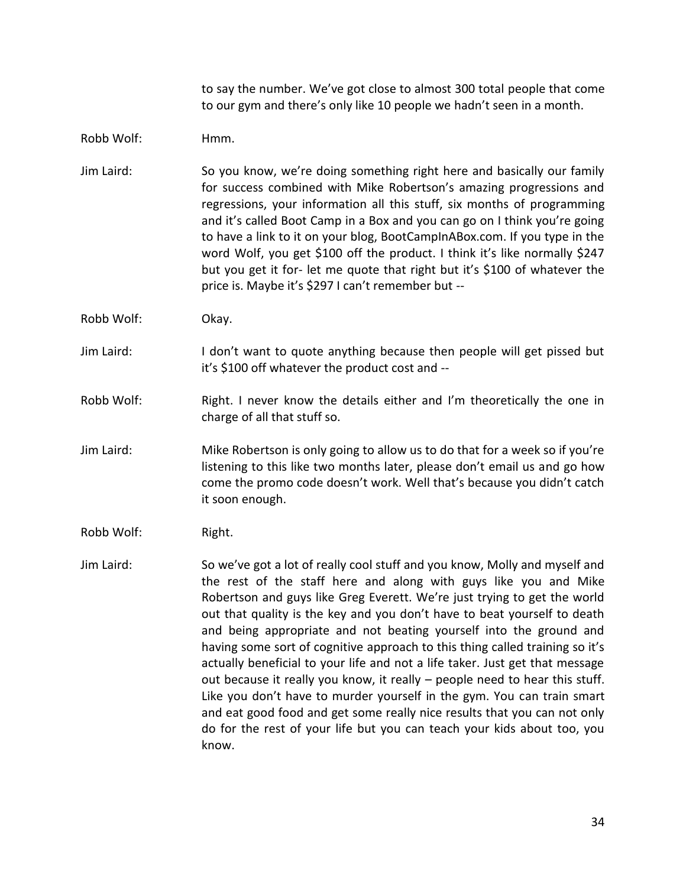to say the number. We've got close to almost 300 total people that come to our gym and there's only like 10 people we hadn't seen in a month.

Robb Wolf: Hmm.

Jim Laird: So you know, we're doing something right here and basically our family for success combined with Mike Robertson's amazing progressions and regressions, your information all this stuff, six months of programming and it's called Boot Camp in a Box and you can go on I think you're going to have a link to it on your blog, BootCampInABox.com. If you type in the word Wolf, you get $100 off the product. I think it's like normally $247 but you get it for- let me quote that right but it's $100 of whatever the price is. Maybe it's $297 I can't remember but --

Robb Wolf: Okay.

Jim Laird: I don't want to quote anything because then people will get pissed but it's $100 off whatever the product cost and --

Robb Wolf: Right. I never know the details either and I'm theoretically the one in charge of all that stuff so.

Jim Laird: Mike Robertson is only going to allow us to do that for a week so if you're listening to this like two months later, please don't email us and go how come the promo code doesn't work. Well that's because you didn't catch it soon enough.

Robb Wolf: Right.

Jim Laird: So we've got a lot of really cool stuff and you know, Molly and myself and the rest of the staff here and along with guys like you and Mike Robertson and guys like Greg Everett. We're just trying to get the world out that quality is the key and you don't have to beat yourself to death and being appropriate and not beating yourself into the ground and having some sort of cognitive approach to this thing called training so it's actually beneficial to your life and not a life taker. Just get that message out because it really you know, it really – people need to hear this stuff. Like you don't have to murder yourself in the gym. You can train smart and eat good food and get some really nice results that you can not only do for the rest of your life but you can teach your kids about too, you know.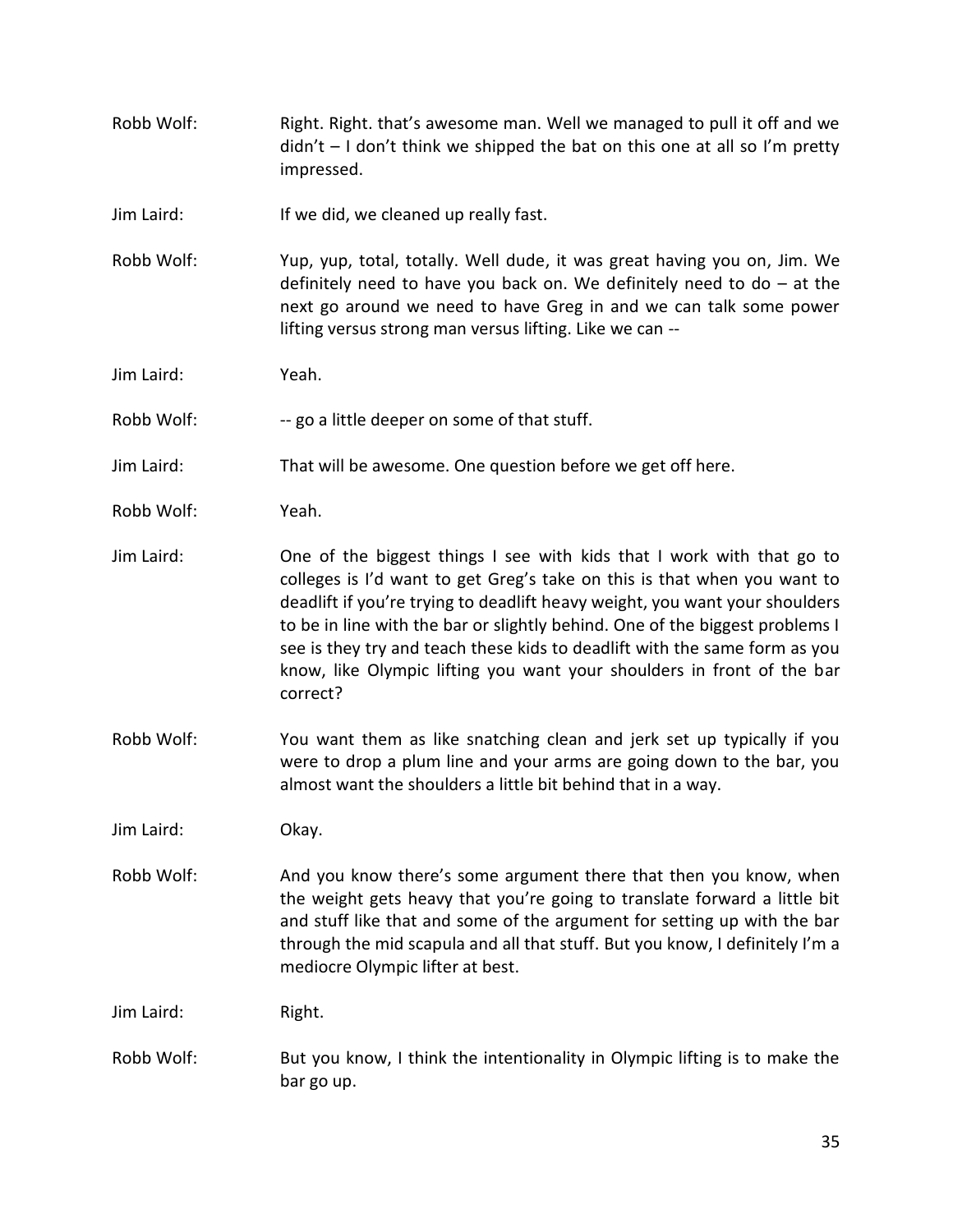Robb Wolf: Right. Right. that's awesome man. Well we managed to pull it off and we didn't – I don't think we shipped the bat on this one at all so I'm pretty impressed.

Jim Laird: If we did, we cleaned up really fast.

Robb Wolf: Yup, yup, total, totally. Well dude, it was great having you on, Jim. We definitely need to have you back on. We definitely need to do – at the next go around we need to have Greg in and we can talk some power lifting versus strong man versus lifting. Like we can --

Jim Laird: Yeah.

Robb Wolf: -- go a little deeper on some of that stuff.

Jim Laird: That will be awesome. One question before we get off here.

Robb Wolf: Yeah.

Jim Laird: One of the biggest things I see with kids that I work with that go to colleges is I'd want to get Greg's take on this is that when you want to deadlift if you're trying to deadlift heavy weight, you want your shoulders to be in line with the bar or slightly behind. One of the biggest problems I see is they try and teach these kids to deadlift with the same form as you know, like Olympic lifting you want your shoulders in front of the bar correct?

Robb Wolf: You want them as like snatching clean and jerk set up typically if you were to drop a plum line and your arms are going down to the bar, you almost want the shoulders a little bit behind that in a way.

Jim Laird: Okay.

Robb Wolf: And you know there's some argument there that then you know, when the weight gets heavy that you're going to translate forward a little bit and stuff like that and some of the argument for setting up with the bar through the mid scapula and all that stuff. But you know, I definitely I'm a mediocre Olympic lifter at best.

Jim Laird: Right.

Robb Wolf: But you know, I think the intentionality in Olympic lifting is to make the bar go up.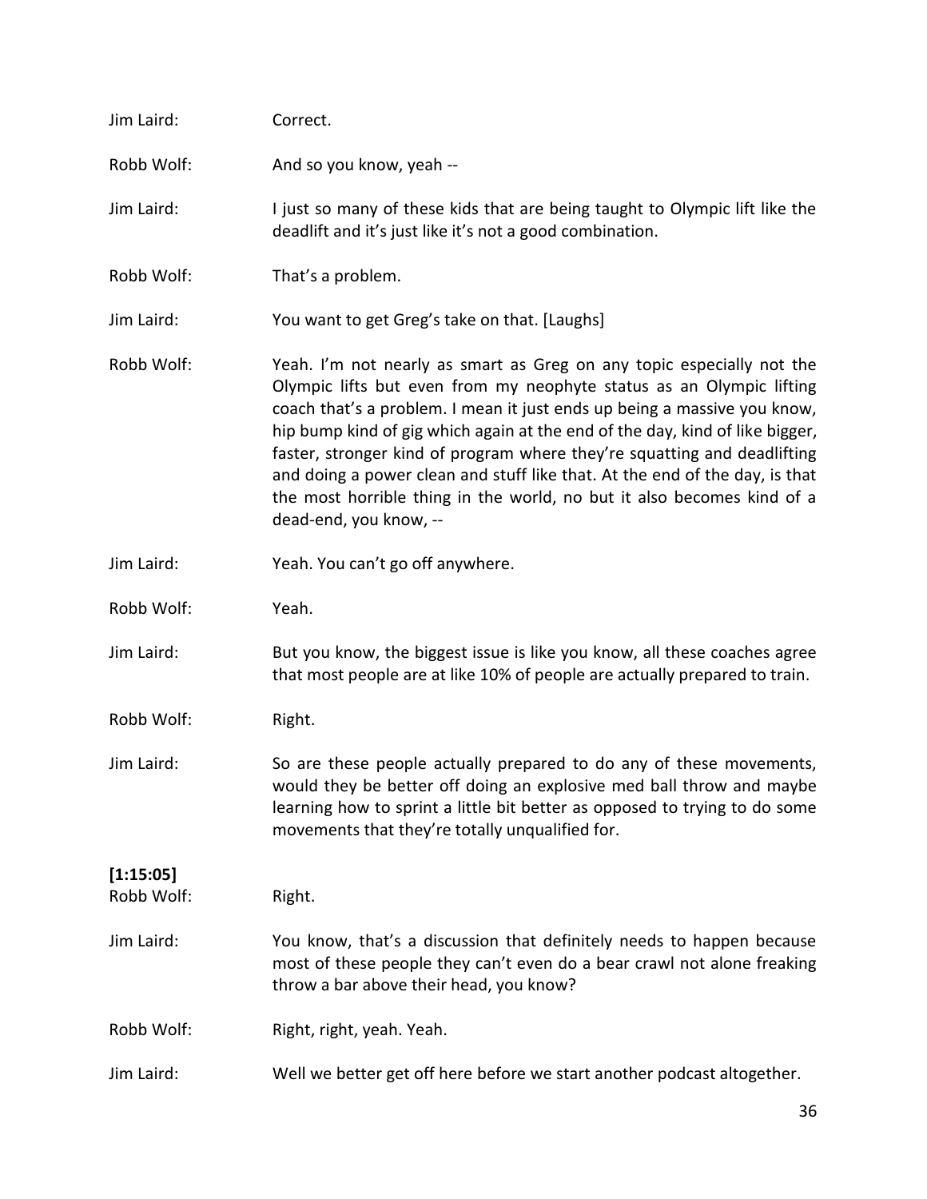Jim Laird: Correct.

Robb Wolf: And so you know, yeah --

Jim Laird: I just so many of these kids that are being taught to Olympic lift like the deadlift and it's just like it's not a good combination.

Robb Wolf: That's a problem.

Jim Laird: You want to get Greg's take on that. [Laughs]

Robb Wolf: Yeah. I'm not nearly as smart as Greg on any topic especially not the Olympic lifts but even from my neophyte status as an Olympic lifting coach that's a problem. I mean it just ends up being a massive you know, hip bump kind of gig which again at the end of the day, kind of like bigger, faster, stronger kind of program where they're squatting and deadlifting and doing a power clean and stuff like that. At the end of the day, is that the most horrible thing in the world, no but it also becomes kind of a dead-end, you know, --

Jim Laird: Yeah. You can't go off anywhere.

Robb Wolf: Yeah.

Jim Laird: But you know, the biggest issue is like you know, all these coaches agree that most people are at like 10% of people are actually prepared to train.

Robb Wolf: Right.

Jim Laird: So are these people actually prepared to do any of these movements, would they be better off doing an explosive med ball throw and maybe learning how to sprint a little bit better as opposed to trying to do some movements that they're totally unqualified for.

**[1:15:05]**

Robb Wolf: Right.

Jim Laird: You know, that's a discussion that definitely needs to happen because most of these people they can't even do a bear crawl not alone freaking throw a bar above their head, you know?

Robb Wolf: Right, right, yeah. Yeah.

Jim Laird: Well we better get off here before we start another podcast altogether.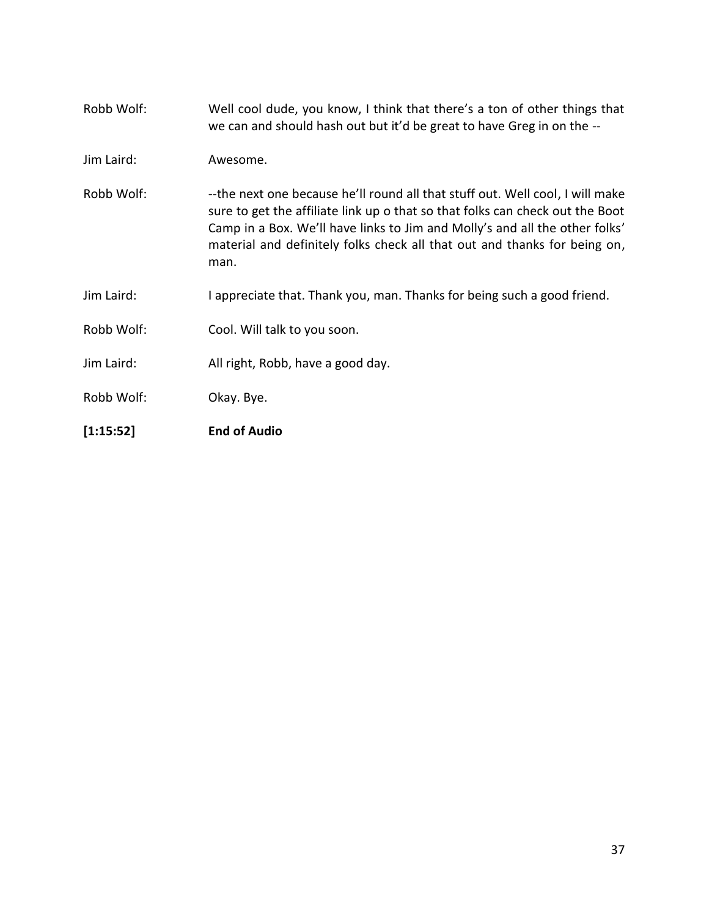Robb Wolf: Well cool dude, you know, I think that there's a ton of other things that we can and should hash out but it'd be great to have Greg in on the --

Jim Laird: Awesome.

Robb Wolf: --the next one because he'll round all that stuff out. Well cool, I will make sure to get the affiliate link up o that so that folks can check out the Boot Camp in a Box. We'll have links to Jim and Molly's and all the other folks' material and definitely folks check all that out and thanks for being on, man.

Jim Laird: I appreciate that. Thank you, man. Thanks for being such a good friend.

Robb Wolf: Cool. Will talk to you soon.

Jim Laird: All right, Robb, have a good day.

Robb Wolf: Okay. Bye.

**[1:15:52] End of Audio**